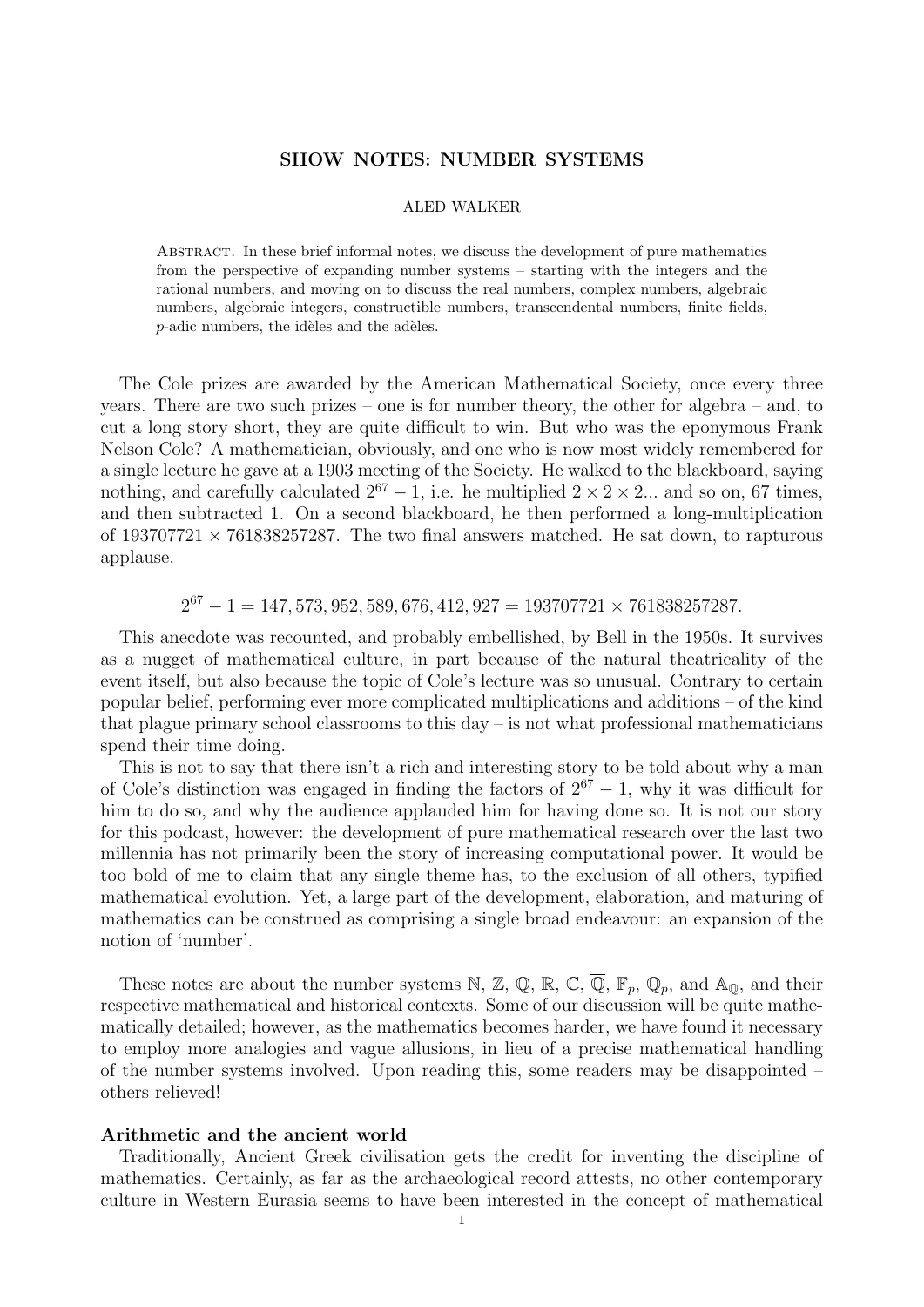# SHOW NOTES: NUMBER SYSTEMS

ALED WALKER

Abstract. In these brief informal notes, we discuss the development of pure mathematics from the perspective of expanding number systems – starting with the integers and the rational numbers, and moving on to discuss the real numbers, complex numbers, algebraic numbers, algebraic integers, constructible numbers, transcendental numbers, finite fields, $p$-adic numbers, the idèles and the adèles.

The Cole prizes are awarded by the American Mathematical Society, once every three years. There are two such prizes – one is for number theory, the other for algebra – and, to cut a long story short, they are quite difficult to win. But who was the eponymous Frank Nelson Cole? A mathematician, obviously, and one who is now most widely remembered for a single lecture he gave at a 1903 meeting of the Society. He walked to the blackboard, saying nothing, and carefully calculated $2^{67} - 1$, i.e. he multiplied $2 \times 2 \times 2...$ and so on, 67 times, and then subtracted 1. On a second blackboard, he then performed a long-multiplication of $193707721 \times 761838257287$. The two final answers matched. He sat down, to rapturous applause.

$$2^{67} - 1 = 147,573,952,589,676,412,927 = 193707721 \times 761838257287.$$

This anecdote was recounted, and probably embellished, by Bell in the 1950s. It survives as a nugget of mathematical culture, in part because of the natural theatricality of the event itself, but also because the topic of Cole's lecture was so unusual. Contrary to certain popular belief, performing ever more complicated multiplications and additions – of the kind that plague primary school classrooms to this day – is not what professional mathematicians spend their time doing.

This is not to say that there isn't a rich and interesting story to be told about why a man of Cole's distinction was engaged in finding the factors of $2^{67} - 1$, why it was difficult for him to do so, and why the audience applauded him for having done so. It is not our story for this podcast, however: the development of pure mathematical research over the last two millennia has not primarily been the story of increasing computational power. It would be too bold of me to claim that any single theme has, to the exclusion of all others, typified mathematical evolution. Yet, a large part of the development, elaboration, and maturing of mathematics can be construed as comprising a single broad endeavour: an expansion of the notion of 'number'.

These notes are about the number systems $\mathbb{N}$, $\mathbb{Z}$, $\mathbb{Q}$, $\mathbb{R}$, $\mathbb{C}$, $\overline{\mathbb{Q}}$, $\mathbb{F}_p$, $\mathbb{Q}_p$, and $\mathbb{A}_{\mathbb{Q}}$, and their respective mathematical and historical contexts. Some of our discussion will be quite mathematically detailed; however, as the mathematics becomes harder, we have found it necessary to employ more analogies and vague allusions, in lieu of a precise mathematical handling of the number systems involved. Upon reading this, some readers may be disappointed – others relieved!

## Arithmetic and the ancient world

Traditionally, Ancient Greek civilisation gets the credit for inventing the discipline of mathematics. Certainly, as far as the archaeological record attests, no other contemporary culture in Western Eurasia seems to have been interested in the concept of mathematical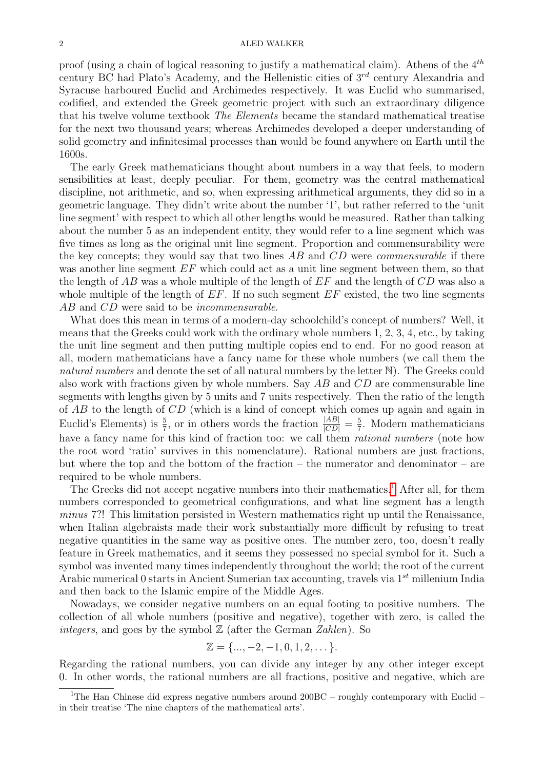proof (using a chain of logical reasoning to justify a mathematical claim). Athens of the $4^{th}$ century BC had Plato's Academy, and the Hellenistic cities of $3^{rd}$ century Alexandria and Syracuse harboured Euclid and Archimedes respectively. It was Euclid who summarised, codified, and extended the Greek geometric project with such an extraordinary diligence that his twelve volume textbook *The Elements* became the standard mathematical treatise for the next two thousand years; whereas Archimedes developed a deeper understanding of solid geometry and infinitesimal processes than would be found anywhere on Earth until the 1600s.

The early Greek mathematicians thought about numbers in a way that feels, to modern sensibilities at least, deeply peculiar. For them, geometry was the central mathematical discipline, not arithmetic, and so, when expressing arithmetical arguments, they did so in a geometric language. They didn't write about the number '1', but rather referred to the 'unit line segment' with respect to which all other lengths would be measured. Rather than talking about the number 5 as an independent entity, they would refer to a line segment which was five times as long as the original unit line segment. Proportion and commensurability were the key concepts; they would say that two lines $AB$ and $CD$ were *commensurable* if there was another line segment $EF$ which could act as a unit line segment between them, so that the length of $AB$ was a whole multiple of the length of $EF$ and the length of $CD$ was also a whole multiple of the length of $EF$. If no such segment $EF$ existed, the two line segments $AB$ and $CD$ were said to be *incommensurable*.

What does this mean in terms of a modern-day schoolchild's concept of numbers? Well, it means that the Greeks could work with the ordinary whole numbers 1, 2, 3, 4, etc., by taking the unit line segment and then putting multiple copies end to end. For no good reason at all, modern mathematicians have a fancy name for these whole numbers (we call them the *natural numbers* and denote the set of all natural numbers by the letter $\mathbb{N}$). The Greeks could also work with fractions given by whole numbers. Say $AB$ and $CD$ are commensurable line segments with lengths given by 5 units and 7 units respectively. Then the ratio of the length of $AB$ to the length of $CD$ (which is a kind of concept which comes up again and again in Euclid's Elements) is $\frac{5}{7}$, or in others words the fraction $\frac{|AB|}{|CD|} = \frac{5}{7}$. Modern mathematicians have a fancy name for this kind of fraction too: we call them *rational numbers* (note how the root word 'ratio' survives in this nomenclature). Rational numbers are just fractions, but where the top and the bottom of the fraction – the numerator and denominator – are required to be whole numbers.

The Greeks did not accept negative numbers into their mathematics.[1] After all, for them numbers corresponded to geometrical configurations, and what line segment has a length *minus* 7?! This limitation persisted in Western mathematics right up until the Renaissance, when Italian algebraists made their work substantially more difficult by refusing to treat negative quantities in the same way as positive ones. The number zero, too, doesn't really feature in Greek mathematics, and it seems they possessed no special symbol for it. Such a symbol was invented many times independently throughout the world; the root of the current Arabic numerical 0 starts in Ancient Sumerian tax accounting, travels via $1^{st}$ millenium India and then back to the Islamic empire of the Middle Ages.

Nowadays, we consider negative numbers on an equal footing to positive numbers. The collection of all whole numbers (positive and negative), together with zero, is called the *integers*, and goes by the symbol $\mathbb{Z}$ (after the German *Zahlen*). So

$$\mathbb{Z} = \{..., -2, -1, 0, 1, 2, \dots\}.$$

Regarding the rational numbers, you can divide any integer by any other integer except 0. In other words, the rational numbers are all fractions, positive and negative, which are

[1] The Han Chinese did express negative numbers around 200BC – roughly contemporary with Euclid – in their treatise 'The nine chapters of the mathematical arts'.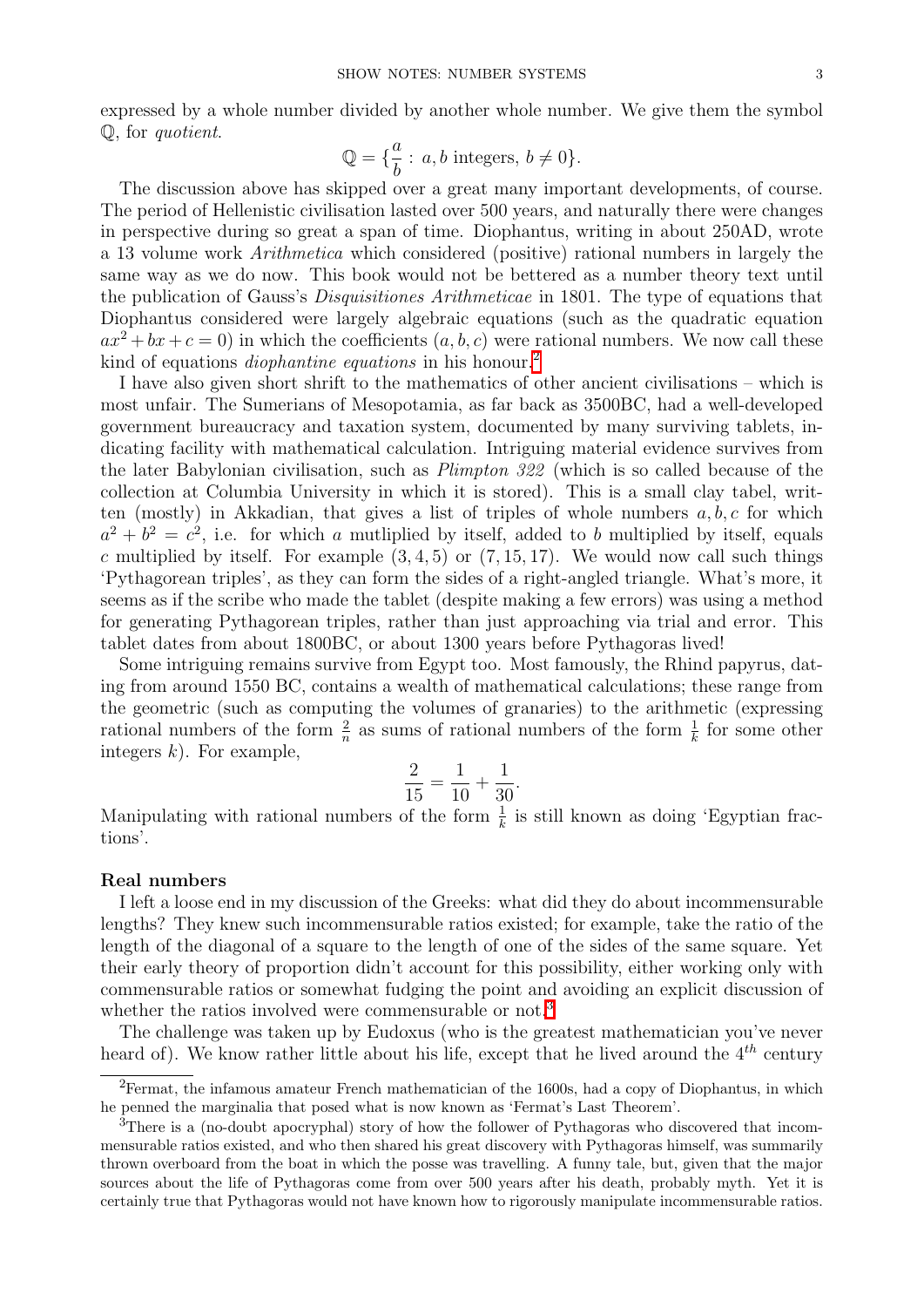expressed by a whole number divided by another whole number. We give them the symbol $\mathbb{Q}$, for *quotient*.

$$\mathbb{Q} = \{\frac{a}{b} : a, b \text{ integers}, b \neq 0\}.$$

The discussion above has skipped over a great many important developments, of course. The period of Hellenistic civilisation lasted over 500 years, and naturally there were changes in perspective during so great a span of time. Diophantus, writing in about 250AD, wrote a 13 volume work *Arithmetica* which considered (positive) rational numbers in largely the same way as we do now. This book would not be bettered as a number theory text until the publication of Gauss's *Disquisitiones Arithmeticae* in 1801. The type of equations that Diophantus considered were largely algebraic equations (such as the quadratic equation $ax^2 + bx + c = 0$) in which the coefficients $(a, b, c)$ were rational numbers. We now call these kind of equations *diophantine equations* in his honour.[2]

I have also given short shrift to the mathematics of other ancient civilisations – which is most unfair. The Sumerians of Mesopotamia, as far back as 3500BC, had a well-developed government bureaucracy and taxation system, documented by many surviving tablets, indicating facility with mathematical calculation. Intriguing material evidence survives from the later Babylonian civilisation, such as *Plimpton 322* (which is so called because of the collection at Columbia University in which it is stored). This is a small clay tabel, written (mostly) in Akkadian, that gives a list of triples of whole numbers $a, b, c$ for which $a^2 + b^2 = c^2$, i.e. for which $a$ mutliplied by itself, added to $b$ multiplied by itself, equals $c$ multiplied by itself. For example $(3, 4, 5)$ or $(7, 15, 17)$. We would now call such things 'Pythagorean triples', as they can form the sides of a right-angled triangle. What's more, it seems as if the scribe who made the tablet (despite making a few errors) was using a method for generating Pythagorean triples, rather than just approaching via trial and error. This tablet dates from about 1800BC, or about 1300 years before Pythagoras lived!

Some intriguing remains survive from Egypt too. Most famously, the Rhind papyrus, dating from around 1550 BC, contains a wealth of mathematical calculations; these range from the geometric (such as computing the volumes of granaries) to the arithmetic (expressing rational numbers of the form $\frac{2}{n}$ as sums of rational numbers of the form $\frac{1}{k}$ for some other integers $k$). For example,

$$\frac{2}{15} = \frac{1}{10} + \frac{1}{30}.$$

Manipulating with rational numbers of the form $\frac{1}{k}$ is still known as doing 'Egyptian fractions'.

**Real numbers**

I left a loose end in my discussion of the Greeks: what did they do about incommensurable lengths? They knew such incommensurable ratios existed; for example, take the ratio of the length of the diagonal of a square to the length of one of the sides of the same square. Yet their early theory of proportion didn't account for this possibility, either working only with commensurable ratios or somewhat fudging the point and avoiding an explicit discussion of whether the ratios involved were commensurable or not.[3]

The challenge was taken up by Eudoxus (who is the greatest mathematician you've never heard of). We know rather little about his life, except that he lived around the $4^{th}$ century

---

[2] Fermat, the infamous amateur French mathematician of the 1600s, had a copy of Diophantus, in which he penned the marginalia that posed what is now known as 'Fermat's Last Theorem'.

[3] There is a (no-doubt apocryphal) story of how the follower of Pythagoras who discovered that incommensurable ratios existed, and who then shared his great discovery with Pythagoras himself, was summarily thrown overboard from the boat in which the posse was travelling. A funny tale, but, given that the major sources about the life of Pythagoras come from over 500 years after his death, probably myth. Yet it is certainly true that Pythagoras would not have known how to rigorously manipulate incommensurable ratios.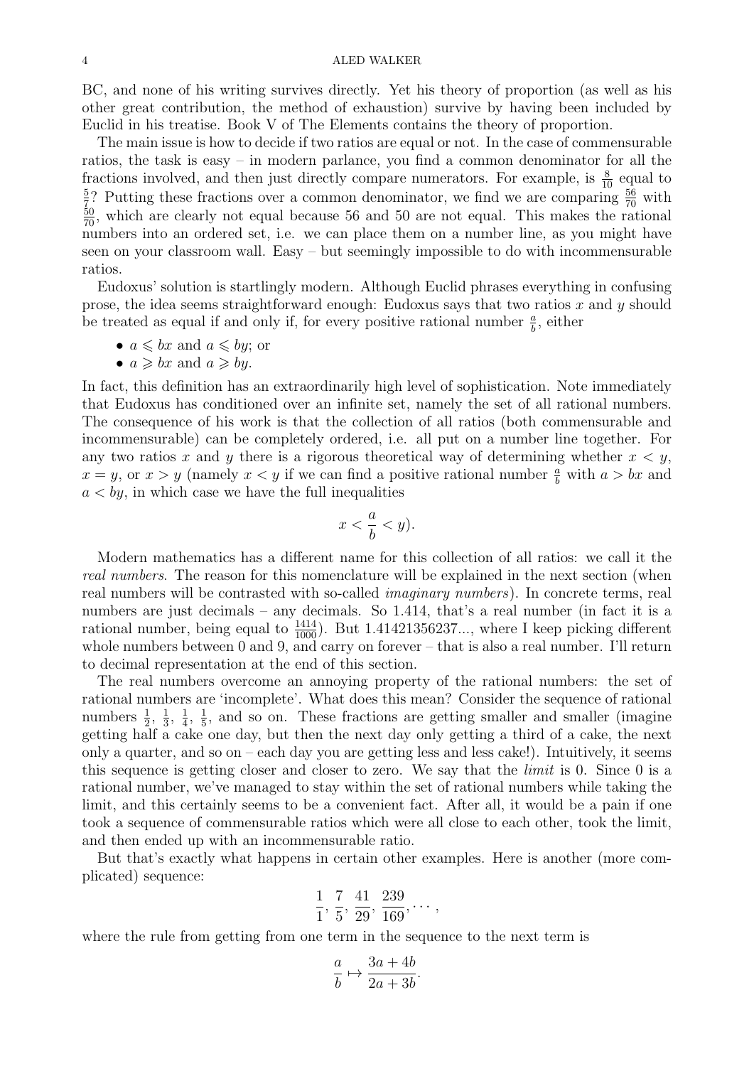BC, and none of his writing survives directly. Yet his theory of proportion (as well as his other great contribution, the method of exhaustion) survive by having been included by Euclid in his treatise. Book V of The Elements contains the theory of proportion.

The main issue is how to decide if two ratios are equal or not. In the case of commensurable ratios, the task is easy – in modern parlance, you find a common denominator for all the fractions involved, and then just directly compare numerators. For example, is $\frac{8}{10}$ equal to $\frac{5}{7}$? Putting these fractions over a common denominator, we find we are comparing $\frac{56}{70}$ with $\frac{50}{70}$, which are clearly not equal because 56 and 50 are not equal. This makes the rational numbers into an ordered set, i.e. we can place them on a number line, as you might have seen on your classroom wall. Easy – but seemingly impossible to do with incommensurable ratios.

Eudoxus' solution is startlingly modern. Although Euclid phrases everything in confusing prose, the idea seems straightforward enough: Eudoxus says that two ratios $x$ and $y$ should be treated as equal if and only if, for every positive rational number $\frac{a}{b}$, either

- $a \leqslant bx$ and $a \leqslant by$; or
- $a \geqslant bx$ and $a \geqslant by$.

In fact, this definition has an extraordinarily high level of sophistication. Note immediately that Eudoxus has conditioned over an infinite set, namely the set of all rational numbers. The consequence of his work is that the collection of all ratios (both commensurable and incommensurable) can be completely ordered, i.e. all put on a number line together. For any two ratios $x$ and $y$ there is a rigorous theoretical way of determining whether $x < y$, $x = y$, or $x > y$ (namely $x < y$ if we can find a positive rational number $\frac{a}{b}$ with $a > bx$ and $a < by$, in which case we have the full inequalities

$$x < \frac{a}{b} < y).$$

Modern mathematics has a different name for this collection of all ratios: we call it the *real numbers*. The reason for this nomenclature will be explained in the next section (when real numbers will be contrasted with so-called *imaginary numbers*). In concrete terms, real numbers are just decimals – any decimals. So 1.414, that's a real number (in fact it is a rational number, being equal to $\frac{1414}{1000}$). But 1.41421356237..., where I keep picking different whole numbers between 0 and 9, and carry on forever – that is also a real number. I'll return to decimal representation at the end of this section.

The real numbers overcome an annoying property of the rational numbers: the set of rational numbers are 'incomplete'. What does this mean? Consider the sequence of rational numbers $\frac{1}{2}$, $\frac{1}{3}$, $\frac{1}{4}$, $\frac{1}{5}$, and so on. These fractions are getting smaller and smaller (imagine getting half a cake one day, but then the next day only getting a third of a cake, the next only a quarter, and so on – each day you are getting less and less cake!). Intuitively, it seems this sequence is getting closer and closer to zero. We say that the *limit* is 0. Since 0 is a rational number, we've managed to stay within the set of rational numbers while taking the limit, and this certainly seems to be a convenient fact. After all, it would be a pain if one took a sequence of commensurable ratios which were all close to each other, took the limit, and then ended up with an incommensurable ratio.

But that's exactly what happens in certain other examples. Here is another (more complicated) sequence:

$$\frac{1}{1}, \frac{7}{5}, \frac{41}{29}, \frac{239}{169}, \ldots,$$

where the rule from getting from one term in the sequence to the next term is

$$\frac{a}{b} \mapsto \frac{3a+4b}{2a+3b}.$$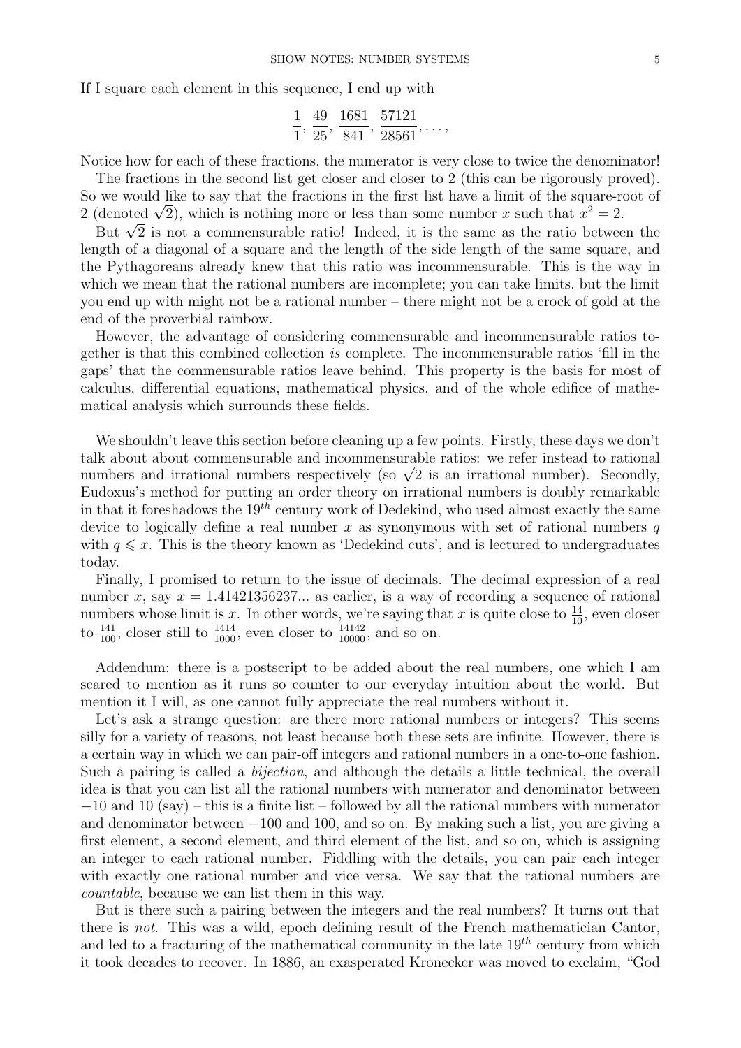If I square each element in this sequence, I end up with

$$\frac{1}{1}, \frac{49}{25}, \frac{1681}{841}, \frac{57121}{28561}, \ldots,$$

Notice how for each of these fractions, the numerator is very close to twice the denominator!

The fractions in the second list get closer and closer to 2 (this can be rigorously proved). So we would like to say that the fractions in the first list have a limit of the square-root of 2 (denoted $\sqrt{2}$), which is nothing more or less than some number $x$ such that $x^2 = 2$.

But $\sqrt{2}$ is not a commensurable ratio! Indeed, it is the same as the ratio between the length of a diagonal of a square and the length of the side length of the same square, and the Pythagoreans already knew that this ratio was incommensurable. This is the way in which we mean that the rational numbers are incomplete; you can take limits, but the limit you end up with might not be a rational number – there might not be a crock of gold at the end of the proverbial rainbow.

However, the advantage of considering commensurable and incommensurable ratios together is that this combined collection *is* complete. The incommensurable ratios 'fill in the gaps' that the commensurable ratios leave behind. This property is the basis for most of calculus, differential equations, mathematical physics, and of the whole edifice of mathematical analysis which surrounds these fields.

We shouldn't leave this section before cleaning up a few points. Firstly, these days we don't talk about about commensurable and incommensurable ratios: we refer instead to rational numbers and irrational numbers respectively (so $\sqrt{2}$ is an irrational number). Secondly, Eudoxus's method for putting an order theory on irrational numbers is doubly remarkable in that it foreshadows the $19^{th}$ century work of Dedekind, who used almost exactly the same device to logically define a real number $x$ as synonymous with set of rational numbers $q$ with $q \leqslant x$. This is the theory known as 'Dedekind cuts', and is lectured to undergraduates today.

Finally, I promised to return to the issue of decimals. The decimal expression of a real number $x$, say $x = 1.41421356237...$ as earlier, is a way of recording a sequence of rational numbers whose limit is $x$. In other words, we're saying that $x$ is quite close to $\frac{14}{10}$, even closer to $\frac{141}{100}$, closer still to $\frac{1414}{1000}$, even closer to $\frac{14142}{10000}$, and so on.

Addendum: there is a postscript to be added about the real numbers, one which I am scared to mention as it runs so counter to our everyday intuition about the world. But mention it I will, as one cannot fully appreciate the real numbers without it.

Let's ask a strange question: are there more rational numbers or integers? This seems silly for a variety of reasons, not least because both these sets are infinite. However, there is a certain way in which we can pair-off integers and rational numbers in a one-to-one fashion. Such a pairing is called a *bijection*, and although the details a little technical, the overall idea is that you can list all the rational numbers with numerator and denominator between $-10$ and 10 (say) – this is a finite list – followed by all the rational numbers with numerator and denominator between $-100$ and 100, and so on. By making such a list, you are giving a first element, a second element, and third element of the list, and so on, which is assigning an integer to each rational number. Fiddling with the details, you can pair each integer with exactly one rational number and vice versa. We say that the rational numbers are *countable*, because we can list them in this way.

But is there such a pairing between the integers and the real numbers? It turns out that there is *not*. This was a wild, epoch defining result of the French mathematician Cantor, and led to a fracturing of the mathematical community in the late $19^{th}$ century from which it took decades to recover. In 1886, an exasperated Kronecker was moved to exclaim, "God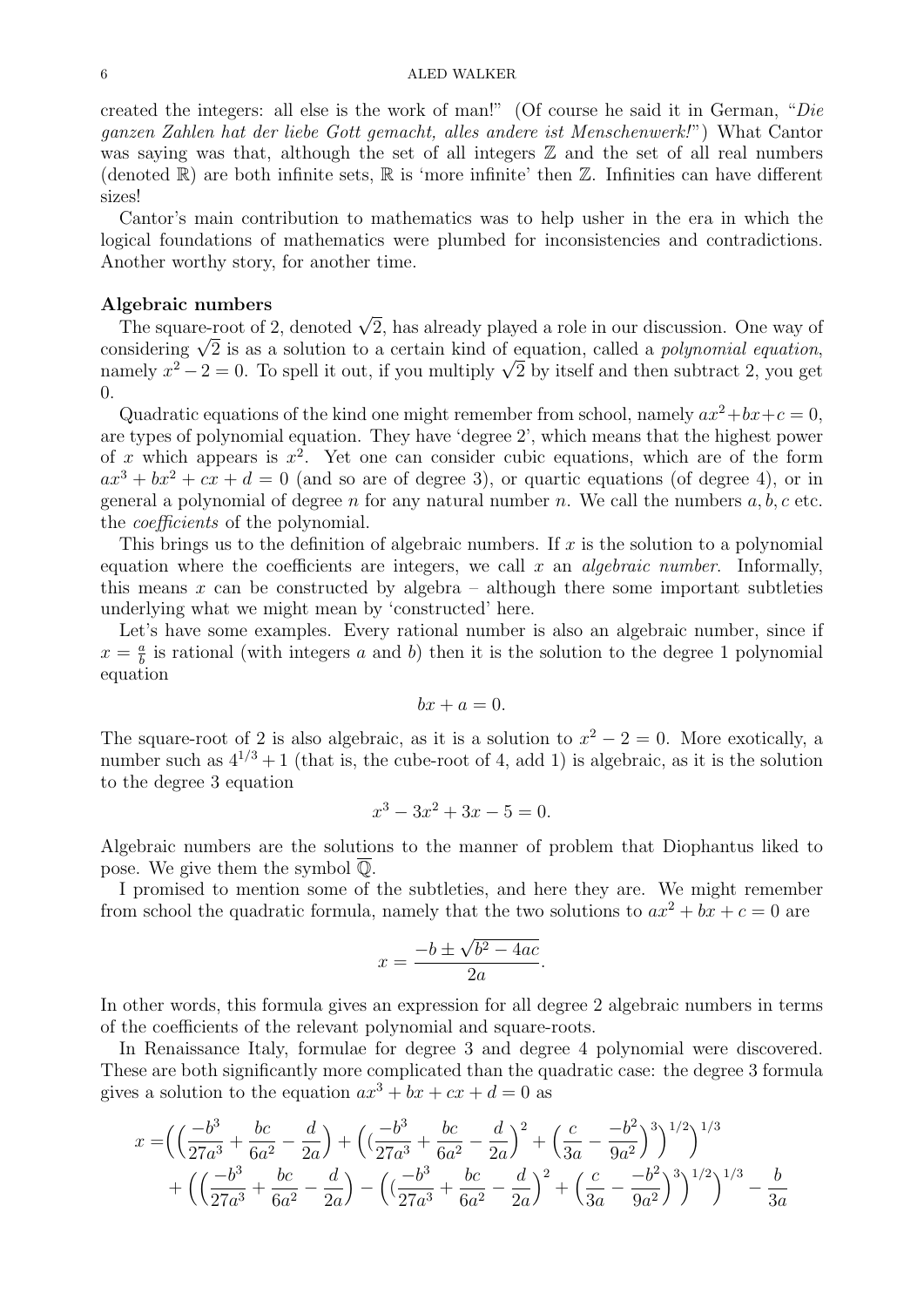created the integers: all else is the work of man!" (Of course he said it in German, "*Die ganzen Zahlen hat der liebe Gott gemacht, alles andere ist Menschenwerk!*") What Cantor was saying was that, although the set of all integers $\mathbb{Z}$ and the set of all real numbers (denoted $\mathbb{R}$) are both infinite sets, $\mathbb{R}$ is 'more infinite' then $\mathbb{Z}$. Infinities can have different sizes!

Cantor's main contribution to mathematics was to help usher in the era in which the logical foundations of mathematics were plumbed for inconsistencies and contradictions. Another worthy story, for another time.

**Algebraic numbers**

The square-root of 2, denoted $\sqrt{2}$, has already played a role in our discussion. One way of considering $\sqrt{2}$ is as a solution to a certain kind of equation, called a *polynomial equation*, namely $x^2 - 2 = 0$. To spell it out, if you multiply $\sqrt{2}$ by itself and then subtract 2, you get 0.

Quadratic equations of the kind one might remember from school, namely $ax^2+bx+c = 0$, are types of polynomial equation. They have 'degree 2', which means that the highest power of $x$ which appears is $x^2$. Yet one can consider cubic equations, which are of the form $ax^3 + bx^2 + cx + d = 0$ (and so are of degree 3), or quartic equations (of degree 4), or in general a polynomial of degree $n$ for any natural number $n$. We call the numbers $a, b, c$ etc. the *coefficients* of the polynomial.

This brings us to the definition of algebraic numbers. If $x$ is the solution to a polynomial equation where the coefficients are integers, we call $x$ an *algebraic number*. Informally, this means $x$ can be constructed by algebra – although there some important subtleties underlying what we might mean by 'constructed' here.

Let's have some examples. Every rational number is also an algebraic number, since if $x = \frac{a}{b}$ is rational (with integers $a$ and $b$) then it is the solution to the degree 1 polynomial equation

$$bx + a = 0.$$

The square-root of 2 is also algebraic, as it is a solution to $x^2 - 2 = 0$. More exotically, a number such as $4^{1/3} + 1$ (that is, the cube-root of 4, add 1) is algebraic, as it is the solution to the degree 3 equation

$$x^3 - 3x^2 + 3x - 5 = 0.$$

Algebraic numbers are the solutions to the manner of problem that Diophantus liked to pose. We give them the symbol $\overline{\mathbb{Q}}$.

I promised to mention some of the subtleties, and here they are. We might remember from school the quadratic formula, namely that the two solutions to $ax^2 + bx + c = 0$ are

$$x = \frac{-b \pm \sqrt{b^2 - 4ac}}{2a}.$$

In other words, this formula gives an expression for all degree 2 algebraic numbers in terms of the coefficients of the relevant polynomial and square-roots.

In Renaissance Italy, formulae for degree 3 and degree 4 polynomial were discovered. These are both significantly more complicated than the quadratic case: the degree 3 formula gives a solution to the equation $ax^3 + bx + cx + d = 0$ as

$$\begin{aligned} x =& \Big(\Big(\frac{-b^3}{27a^3} + \frac{bc}{6a^2} - \frac{d}{2a}\Big) + \Big((\frac{-b^3}{27a^3} + \frac{bc}{6a^2} - \frac{d}{2a}\Big)^2 + \Big(\frac{c}{3a} - \frac{-b^2}{9a^2}\Big)^3\Big)^{1/2}\Big)^{1/3} \\ &+ \Big(\Big(\frac{-b^3}{27a^3} + \frac{bc}{6a^2} - \frac{d}{2a}\Big) - \Big((\frac{-b^3}{27a^3} + \frac{bc}{6a^2} - \frac{d}{2a}\Big)^2 + \Big(\frac{c}{3a} - \frac{-b^2}{9a^2}\Big)^3\Big)^{1/2}\Big)^{1/3} - \frac{b}{3a} \end{aligned}$$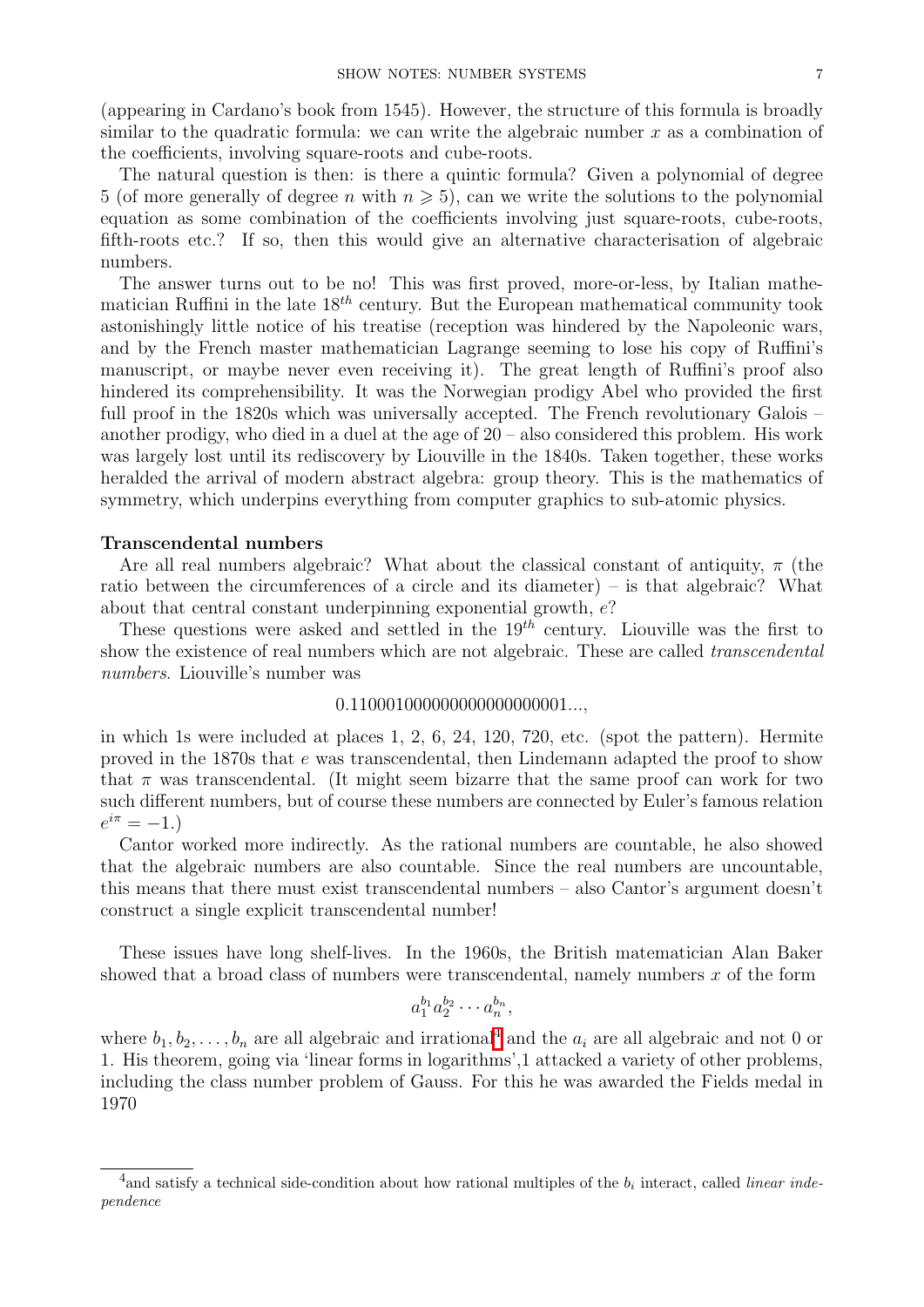(appearing in Cardano's book from 1545). However, the structure of this formula is broadly similar to the quadratic formula: we can write the algebraic number $x$ as a combination of the coefficients, involving square-roots and cube-roots.

The natural question is then: is there a quintic formula? Given a polynomial of degree 5 (of more generally of degree $n$ with $n \geqslant 5$), can we write the solutions to the polynomial equation as some combination of the coefficients involving just square-roots, cube-roots, fifth-roots etc.? If so, then this would give an alternative characterisation of algebraic numbers.

The answer turns out to be no! This was first proved, more-or-less, by Italian mathematician Ruffini in the late $18^{th}$ century. But the European mathematical community took astonishingly little notice of his treatise (reception was hindered by the Napoleonic wars, and by the French master mathematician Lagrange seeming to lose his copy of Ruffini's manuscript, or maybe never even receiving it). The great length of Ruffini's proof also hindered its comprehensibility. It was the Norwegian prodigy Abel who provided the first full proof in the 1820s which was universally accepted. The French revolutionary Galois – another prodigy, who died in a duel at the age of 20 – also considered this problem. His work was largely lost until its rediscovery by Liouville in the 1840s. Taken together, these works heralded the arrival of modern abstract algebra: group theory. This is the mathematics of symmetry, which underpins everything from computer graphics to sub-atomic physics.

**Transcendental numbers**

Are all real numbers algebraic? What about the classical constant of antiquity, $\pi$ (the ratio between the circumferences of a circle and its diameter) – is that algebraic? What about that central constant underpinning exponential growth, $e$?

These questions were asked and settled in the $19^{th}$ century. Liouville was the first to show the existence of real numbers which are not algebraic. These are called *transcendental numbers*. Liouville's number was

$$0.110001000000000000000001...,$$

in which 1s were included at places 1, 2, 6, 24, 120, 720, etc. (spot the pattern). Hermite proved in the 1870s that $e$ was transcendental, then Lindemann adapted the proof to show that $\pi$ was transcendental. (It might seem bizarre that the same proof can work for two such different numbers, but of course these numbers are connected by Euler's famous relation $e^{i\pi} = -1$.)

Cantor worked more indirectly. As the rational numbers are countable, he also showed that the algebraic numbers are also countable. Since the real numbers are uncountable, this means that there must exist transcendental numbers – also Cantor's argument doesn't construct a single explicit transcendental number!

These issues have long shelf-lives. In the 1960s, the British matematician Alan Baker showed that a broad class of numbers were transcendental, namely numbers $x$ of the form

$$a_1^{b_1} a_2^{b_2} \cdots a_n^{b_n},$$

where $b_1, b_2, \ldots, b_n$ are all algebraic and irrational[4] and the $a_i$ are all algebraic and not 0 or 1. His theorem, going via 'linear forms in logarithms',1 attacked a variety of other problems, including the class number problem of Gauss. For this he was awarded the Fields medal in 1970

[4]and satisfy a technical side-condition about how rational multiples of the $b_i$ interact, called *linear independence*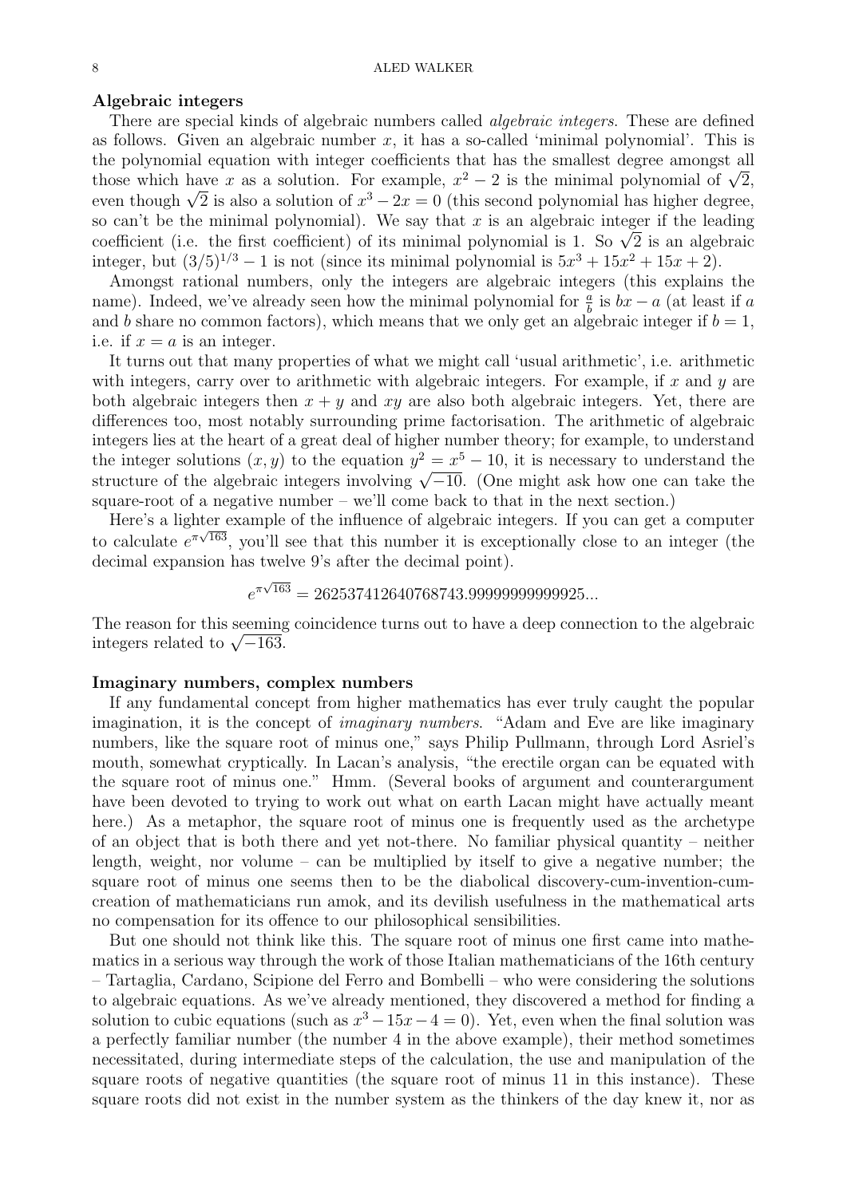### Algebraic integers

There are special kinds of algebraic numbers called *algebraic integers*. These are defined as follows. Given an algebraic number $x$, it has a so-called 'minimal polynomial'. This is the polynomial equation with integer coefficients that has the smallest degree amongst all those which have $x$ as a solution. For example, $x^2 - 2$ is the minimal polynomial of $\sqrt{2}$, even though $\sqrt{2}$ is also a solution of $x^3 - 2x = 0$ (this second polynomial has higher degree, so can't be the minimal polynomial). We say that $x$ is an algebraic integer if the leading coefficient (i.e. the first coefficient) of its minimal polynomial is 1. So $\sqrt{2}$ is an algebraic integer, but $(3/5)^{1/3} - 1$ is not (since its minimal polynomial is $5x^3 + 15x^2 + 15x + 2$).

Amongst rational numbers, only the integers are algebraic integers (this explains the name). Indeed, we've already seen how the minimal polynomial for $\frac{a}{b}$ is $bx - a$ (at least if $a$ and $b$ share no common factors), which means that we only get an algebraic integer if $b = 1$, i.e. if $x = a$ is an integer.

It turns out that many properties of what we might call 'usual arithmetic', i.e. arithmetic with integers, carry over to arithmetic with algebraic integers. For example, if $x$ and $y$ are both algebraic integers then $x + y$ and $xy$ are also both algebraic integers. Yet, there are differences too, most notably surrounding prime factorisation. The arithmetic of algebraic integers lies at the heart of a great deal of higher number theory; for example, to understand the integer solutions $(x, y)$ to the equation $y^2 = x^5 - 10$, it is necessary to understand the structure of the algebraic integers involving $\sqrt{-10}$. (One might ask how one can take the square-root of a negative number – we'll come back to that in the next section.)

Here's a lighter example of the influence of algebraic integers. If you can get a computer to calculate $e^{\pi\sqrt{163}}$, you'll see that this number it is exceptionally close to an integer (the decimal expansion has twelve 9's after the decimal point).

$$e^{\pi\sqrt{163}} = 262537412640768743.99999999999925...$$

The reason for this seeming coincidence turns out to have a deep connection to the algebraic integers related to $\sqrt{-163}$.

### Imaginary numbers, complex numbers

If any fundamental concept from higher mathematics has ever truly caught the popular imagination, it is the concept of *imaginary numbers*. "Adam and Eve are like imaginary numbers, like the square root of minus one," says Philip Pullmann, through Lord Asriel's mouth, somewhat cryptically. In Lacan's analysis, "the erectile organ can be equated with the square root of minus one." Hmm. (Several books of argument and counterargument have been devoted to trying to work out what on earth Lacan might have actually meant here.) As a metaphor, the square root of minus one is frequently used as the archetype of an object that is both there and yet not-there. No familiar physical quantity – neither length, weight, nor volume – can be multiplied by itself to give a negative number; the square root of minus one seems then to be the diabolical discovery-cum-invention-cum-creation of mathematicians run amok, and its devilish usefulness in the mathematical arts no compensation for its offence to our philosophical sensibilities.

But one should not think like this. The square root of minus one first came into mathematics in a serious way through the work of those Italian mathematicians of the 16th century – Tartaglia, Cardano, Scipione del Ferro and Bombelli – who were considering the solutions to algebraic equations. As we've already mentioned, they discovered a method for finding a solution to cubic equations (such as $x^3 - 15x - 4 = 0$). Yet, even when the final solution was a perfectly familiar number (the number 4 in the above example), their method sometimes necessitated, during intermediate steps of the calculation, the use and manipulation of the square roots of negative quantities (the square root of minus 11 in this instance). These square roots did not exist in the number system as the thinkers of the day knew it, nor as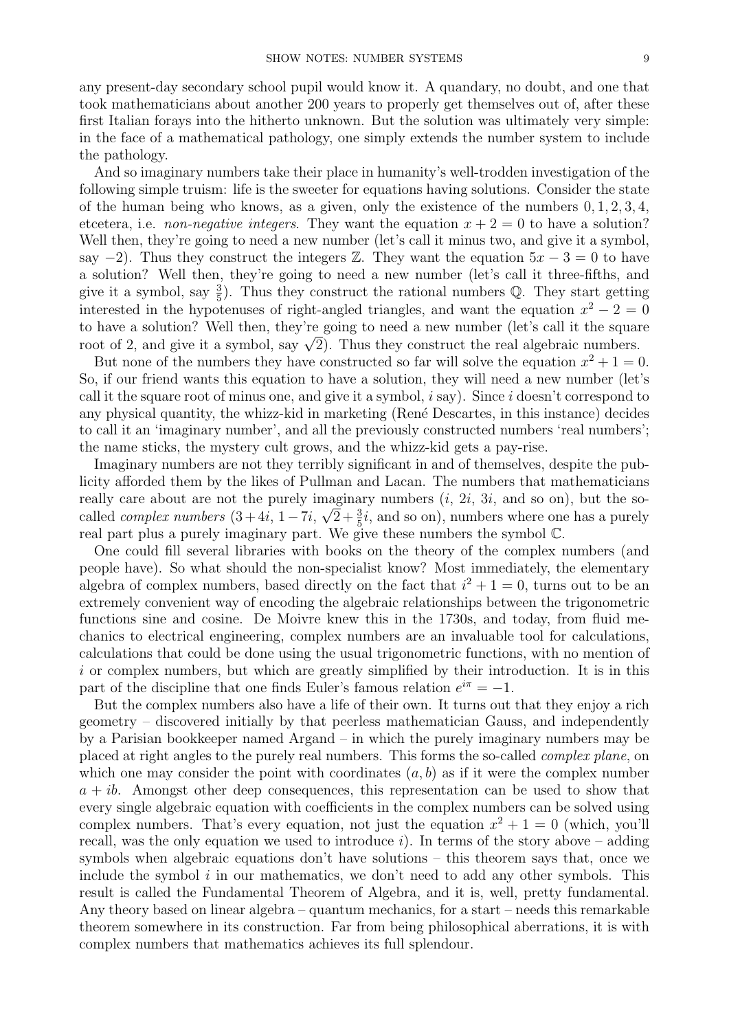any present-day secondary school pupil would know it. A quandary, no doubt, and one that took mathematicians about another 200 years to properly get themselves out of, after these first Italian forays into the hitherto unknown. But the solution was ultimately very simple: in the face of a mathematical pathology, one simply extends the number system to include the pathology.

And so imaginary numbers take their place in humanity's well-trodden investigation of the following simple truism: life is the sweeter for equations having solutions. Consider the state of the human being who knows, as a given, only the existence of the numbers $0, 1, 2, 3, 4,$ etcetera, i.e. *non-negative integers*. They want the equation $x + 2 = 0$ to have a solution? Well then, they're going to need a new number (let's call it minus two, and give it a symbol, say $-2$). Thus they construct the integers $\mathbb{Z}$. They want the equation $5x - 3 = 0$ to have a solution? Well then, they're going to need a new number (let's call it three-fifths, and give it a symbol, say $\frac{3}{5}$). Thus they construct the rational numbers $\mathbb{Q}$. They start getting interested in the hypotenuses of right-angled triangles, and want the equation $x^2 - 2 = 0$ to have a solution? Well then, they're going to need a new number (let's call it the square root of 2, and give it a symbol, say $\sqrt{2}$). Thus they construct the real algebraic numbers.

But none of the numbers they have constructed so far will solve the equation $x^2 + 1 = 0$. So, if our friend wants this equation to have a solution, they will need a new number (let's call it the square root of minus one, and give it a symbol, $i$ say). Since $i$ doesn't correspond to any physical quantity, the whizz-kid in marketing (René Descartes, in this instance) decides to call it an 'imaginary number', and all the previously constructed numbers 'real numbers'; the name sticks, the mystery cult grows, and the whizz-kid gets a pay-rise.

Imaginary numbers are not they terribly significant in and of themselves, despite the publicity afforded them by the likes of Pullman and Lacan. The numbers that mathematicians really care about are not the purely imaginary numbers ($i$, $2i$, $3i$, and so on), but the so-called *complex numbers* ($3+4i$, $1-7i$, $\sqrt{2}+\frac{3}{5}i$, and so on), numbers where one has a purely real part plus a purely imaginary part. We give these numbers the symbol $\mathbb{C}$.

One could fill several libraries with books on the theory of the complex numbers (and people have). So what should the non-specialist know? Most immediately, the elementary algebra of complex numbers, based directly on the fact that $i^2 + 1 = 0$, turns out to be an extremely convenient way of encoding the algebraic relationships between the trigonometric functions sine and cosine. De Moivre knew this in the 1730s, and today, from fluid mechanics to electrical engineering, complex numbers are an invaluable tool for calculations, calculations that could be done using the usual trigonometric functions, with no mention of $i$ or complex numbers, but which are greatly simplified by their introduction. It is in this part of the discipline that one finds Euler's famous relation $e^{i\pi} = -1$.

But the complex numbers also have a life of their own. It turns out that they enjoy a rich geometry – discovered initially by that peerless mathematician Gauss, and independently by a Parisian bookkeeper named Argand – in which the purely imaginary numbers may be placed at right angles to the purely real numbers. This forms the so-called *complex plane*, on which one may consider the point with coordinates $(a, b)$ as if it were the complex number $a + ib$. Amongst other deep consequences, this representation can be used to show that every single algebraic equation with coefficients in the complex numbers can be solved using complex numbers. That's every equation, not just the equation $x^2 + 1 = 0$ (which, you'll recall, was the only equation we used to introduce $i$). In terms of the story above – adding symbols when algebraic equations don't have solutions – this theorem says that, once we include the symbol $i$ in our mathematics, we don't need to add any other symbols. This result is called the Fundamental Theorem of Algebra, and it is, well, pretty fundamental. Any theory based on linear algebra – quantum mechanics, for a start – needs this remarkable theorem somewhere in its construction. Far from being philosophical aberrations, it is with complex numbers that mathematics achieves its full splendour.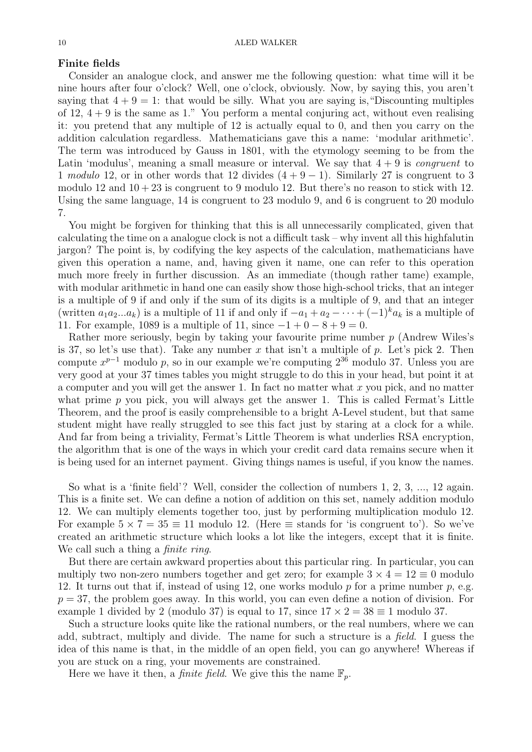**Finite fields**

Consider an analogue clock, and answer me the following question: what time will it be nine hours after four o'clock? Well, one o'clock, obviously. Now, by saying this, you aren't saying that $4 + 9 = 1$: that would be silly. What you are saying is, "Discounting multiples of 12, $4 + 9$ is the same as 1." You perform a mental conjuring act, without even realising it: you pretend that any multiple of 12 is actually equal to 0, and then you carry on the addition calculation regardless. Mathematicians gave this a name: 'modular arithmetic'. The term was introduced by Gauss in 1801, with the etymology seeming to be from the Latin 'modulus', meaning a small measure or interval. We say that $4 + 9$ is *congruent* to 1 *modulo* 12, or in other words that 12 divides $(4 + 9 - 1)$. Similarly 27 is congruent to 3 modulo 12 and $10 + 23$ is congruent to 9 modulo 12. But there's no reason to stick with 12. Using the same language, 14 is congruent to 23 modulo 9, and 6 is congruent to 20 modulo 7.

You might be forgiven for thinking that this is all unnecessarily complicated, given that calculating the time on a analogue clock is not a difficult task – why invent all this highfalutin jargon? The point is, by codifying the key aspects of the calculation, mathematicians have given this operation a name, and, having given it name, one can refer to this operation much more freely in further discussion. As an immediate (though rather tame) example, with modular arithmetic in hand one can easily show those high-school tricks, that an integer is a multiple of 9 if and only if the sum of its digits is a multiple of 9, and that an integer (written $a_1a_2...a_k$) is a multiple of 11 if and only if $-a_1 + a_2 - \cdots + (-1)^k a_k$ is a multiple of 11. For example, 1089 is a multiple of 11, since $-1 + 0 - 8 + 9 = 0$.

Rather more seriously, begin by taking your favourite prime number $p$ (Andrew Wiles's is 37, so let's use that). Take any number $x$ that isn't a multiple of $p$. Let's pick 2. Then compute $x^{p-1}$ modulo $p$, so in our example we're computing $2^{36}$ modulo 37. Unless you are very good at your 37 times tables you might struggle to do this in your head, but point it at a computer and you will get the answer 1. In fact no matter what $x$ you pick, and no matter what prime $p$ you pick, you will always get the answer 1. This is called Fermat's Little Theorem, and the proof is easily comprehensible to a bright A-Level student, but that same student might have really struggled to see this fact just by staring at a clock for a while. And far from being a triviality, Fermat's Little Theorem is what underlies RSA encryption, the algorithm that is one of the ways in which your credit card data remains secure when it is being used for an internet payment. Giving things names is useful, if you know the names.

So what is a 'finite field'? Well, consider the collection of numbers 1, 2, 3, ..., 12 again. This is a finite set. We can define a notion of addition on this set, namely addition modulo 12. We can multiply elements together too, just by performing multiplication modulo 12. For example $5 \times 7 = 35 \equiv 11$ modulo 12. (Here $\equiv$ stands for 'is congruent to'). So we've created an arithmetic structure which looks a lot like the integers, except that it is finite. We call such a thing a *finite ring*.

But there are certain awkward properties about this particular ring. In particular, you can multiply two non-zero numbers together and get zero; for example $3 \times 4 = 12 \equiv 0$ modulo 12. It turns out that if, instead of using 12, one works modulo $p$ for a prime number $p$, e.g. $p = 37$, the problem goes away. In this world, you can even define a notion of division. For example 1 divided by 2 (modulo 37) is equal to 17, since $17 \times 2 = 38 \equiv 1$ modulo 37.

Such a structure looks quite like the rational numbers, or the real numbers, where we can add, subtract, multiply and divide. The name for such a structure is a *field*. I guess the idea of this name is that, in the middle of an open field, you can go anywhere! Whereas if you are stuck on a ring, your movements are constrained.

Here we have it then, a *finite field*. We give this the name $\mathbb{F}_p$.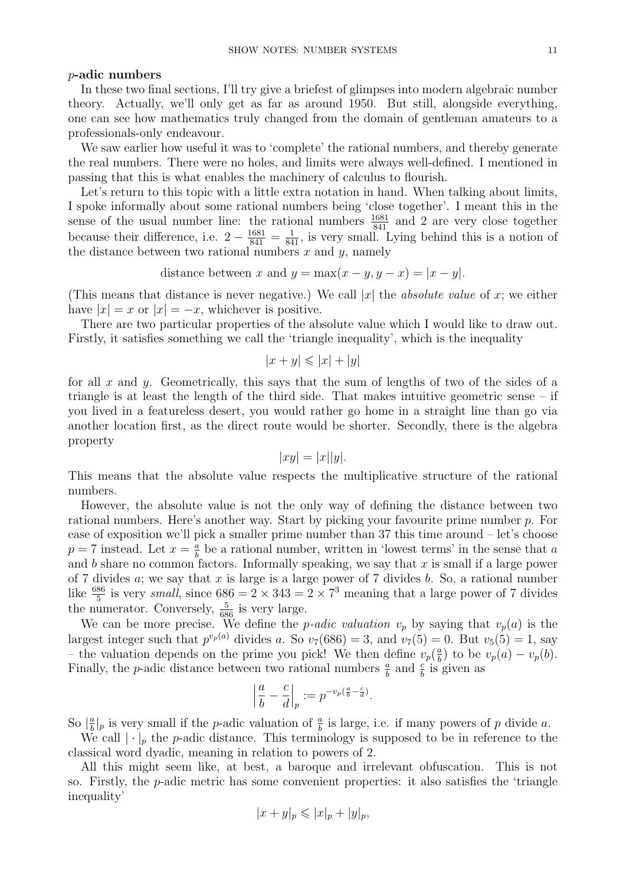**$p$-adic numbers**

In these two final sections, I'll try give a briefest of glimpses into modern algebraic number theory. Actually, we'll only get as far as around 1950. But still, alongside everything, one can see how mathematics truly changed from the domain of gentleman amateurs to a professionals-only endeavour.

We saw earlier how useful it was to 'complete' the rational numbers, and thereby generate the real numbers. There were no holes, and limits were always well-defined. I mentioned in passing that this is what enables the machinery of calculus to flourish.

Let's return to this topic with a little extra notation in hand. When talking about limits, I spoke informally about some rational numbers being 'close together'. I meant this in the sense of the usual number line: the rational numbers $\frac{1681}{841}$ and 2 are very close together because their difference, i.e. $2 - \frac{1681}{841} = \frac{1}{841}$, is very small. Lying behind this is a notion of the distance between two rational numbers $x$ and $y$, namely

$$\text{distance between } x \text{ and } y = \max(x - y, y - x) = |x - y|.$$

(This means that distance is never negative.) We call $|x|$ the *absolute value* of $x$; we either have $|x| = x$ or $|x| = -x$, whichever is positive.

There are two particular properties of the absolute value which I would like to draw out. Firstly, it satisfies something we call the 'triangle inequality', which is the inequality

$$|x + y| \leqslant |x| + |y|$$

for all $x$ and $y$. Geometrically, this says that the sum of lengths of two of the sides of a triangle is at least the length of the third side. That makes intuitive geometric sense – if you lived in a featureless desert, you would rather go home in a straight line than go via another location first, as the direct route would be shorter. Secondly, there is the algebra property

$$|xy| = |x||y|.$$

This means that the absolute value respects the multiplicative structure of the rational numbers.

However, the absolute value is not the only way of defining the distance between two rational numbers. Here's another way. Start by picking your favourite prime number $p$. For ease of exposition we'll pick a smaller prime number than 37 this time around – let's choose $p = 7$ instead. Let $x = \frac{a}{b}$ be a rational number, written in 'lowest terms' in the sense that $a$ and $b$ share no common factors. Informally speaking, we say that $x$ is small if a large power of 7 divides $a$; we say that $x$ is large is a large power of 7 divides $b$. So, a rational number like $\frac{686}{5}$ is very *small*, since $686 = 2 \times 343 = 2 \times 7^3$ meaning that a large power of 7 divides the numerator. Conversely, $\frac{5}{686}$ is very large.

We can be more precise. We define the *$p$-adic valuation* $v_p$ by saying that $v_p(a)$ is the largest integer such that $p^{v_p(a)}$ divides $a$. So $v_7(686) = 3$, and $v_7(5) = 0$. But $v_5(5) = 1$, say – the valuation depends on the prime you pick! We then define $v_p(\frac{a}{b})$ to be $v_p(a) - v_p(b)$. Finally, the $p$-adic distance between two rational numbers $\frac{a}{b}$ and $\frac{c}{b}$ is given as

$$\left|\frac{a}{b} - \frac{c}{d}\right|_p := p^{-v_p(\frac{a}{b} - \frac{c}{d})}.$$

So $|\frac{a}{b}|_p$ is very small if the $p$-adic valuation of $\frac{a}{b}$ is large, i.e. if many powers of $p$ divide $a$.

We call $|\cdot|_p$ the $p$-adic distance. This terminology is supposed to be in reference to the classical word dyadic, meaning in relation to powers of 2.

All this might seem like, at best, a baroque and irrelevant obfuscation. This is not so. Firstly, the $p$-adic metric has some convenient properties: it also satisfies the 'triangle inequality'

$$|x + y|_p \leqslant |x|_p + |y|_p,$$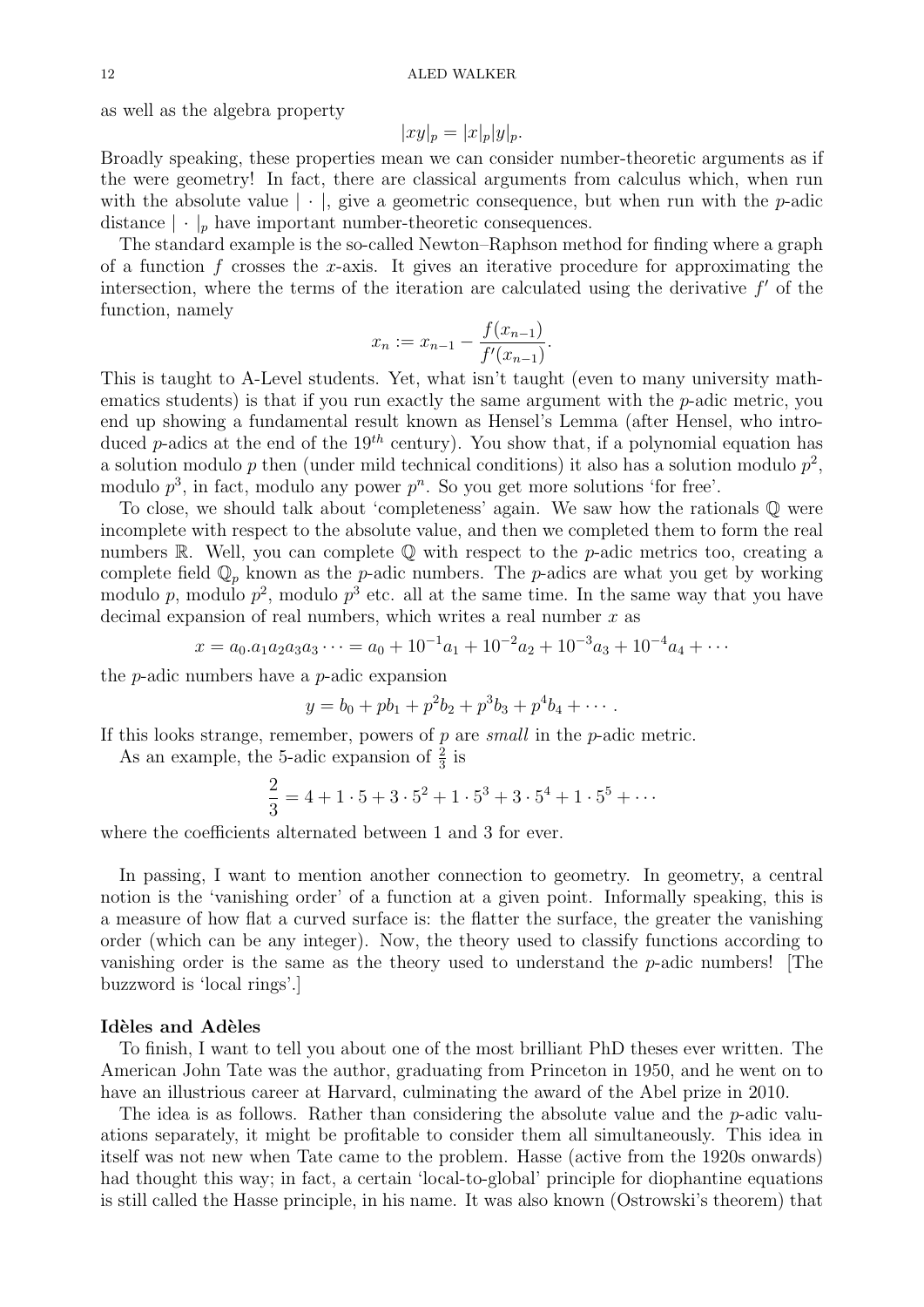as well as the algebra property

$$|xy|_p = |x|_p|y|_p.$$

Broadly speaking, these properties mean we can consider number-theoretic arguments as if the were geometry! In fact, there are classical arguments from calculus which, when run with the absolute value $|\cdot|$, give a geometric consequence, but when run with the $p$-adic distance $|\cdot|_p$ have important number-theoretic consequences.

The standard example is the so-called Newton–Raphson method for finding where a graph of a function $f$ crosses the $x$-axis. It gives an iterative procedure for approximating the intersection, where the terms of the iteration are calculated using the derivative $f'$ of the function, namely

$$x_n := x_{n-1} - \frac{f(x_{n-1})}{f'(x_{n-1})}.$$

This is taught to A-Level students. Yet, what isn't taught (even to many university mathematics students) is that if you run exactly the same argument with the $p$-adic metric, you end up showing a fundamental result known as Hensel's Lemma (after Hensel, who introduced $p$-adics at the end of the $19^{th}$ century). You show that, if a polynomial equation has a solution modulo $p$ then (under mild technical conditions) it also has a solution modulo $p^2$, modulo $p^3$, in fact, modulo any power $p^n$. So you get more solutions 'for free'.

To close, we should talk about 'completeness' again. We saw how the rationals $\mathbb{Q}$ were incomplete with respect to the absolute value, and then we completed them to form the real numbers $\mathbb{R}$. Well, you can complete $\mathbb{Q}$ with respect to the $p$-adic metrics too, creating a complete field $\mathbb{Q}_p$ known as the $p$-adic numbers. The $p$-adics are what you get by working modulo $p$, modulo $p^2$, modulo $p^3$ etc. all at the same time. In the same way that you have decimal expansion of real numbers, which writes a real number $x$ as

$$x = a_0.a_1a_2a_3\cdots = a_0 + 10^{-1}a_1 + 10^{-2}a_2 + 10^{-3}a_3 + 10^{-4}a_4 + \cdots$$

the $p$-adic numbers have a $p$-adic expansion

$$y = b_0 + pb_1 + p^2b_2 + p^3b_3 + p^4b_4 + \cdots.$$

If this looks strange, remember, powers of $p$ are *small* in the $p$-adic metric.

As an example, the 5-adic expansion of $\frac{2}{3}$ is

$$\frac{2}{3} = 4 + 1\cdot 5 + 3\cdot 5^2 + 1\cdot 5^3 + 3\cdot 5^4 + 1\cdot 5^5 + \cdots$$

where the coefficients alternated between 1 and 3 for ever.

In passing, I want to mention another connection to geometry. In geometry, a central notion is the 'vanishing order' of a function at a given point. Informally speaking, this is a measure of how flat a curved surface is: the flatter the surface, the greater the vanishing order (which can be any integer). Now, the theory used to classify functions according to vanishing order is the same as the theory used to understand the $p$-adic numbers! [The buzzword is 'local rings'.]

**Idèles and Adèles**

To finish, I want to tell you about one of the most brilliant PhD theses ever written. The American John Tate was the author, graduating from Princeton in 1950, and he went on to have an illustrious career at Harvard, culminating the award of the Abel prize in 2010.

The idea is as follows. Rather than considering the absolute value and the $p$-adic valuations separately, it might be profitable to consider them all simultaneously. This idea in itself was not new when Tate came to the problem. Hasse (active from the 1920s onwards) had thought this way; in fact, a certain 'local-to-global' principle for diophantine equations is still called the Hasse principle, in his name. It was also known (Ostrowski's theorem) that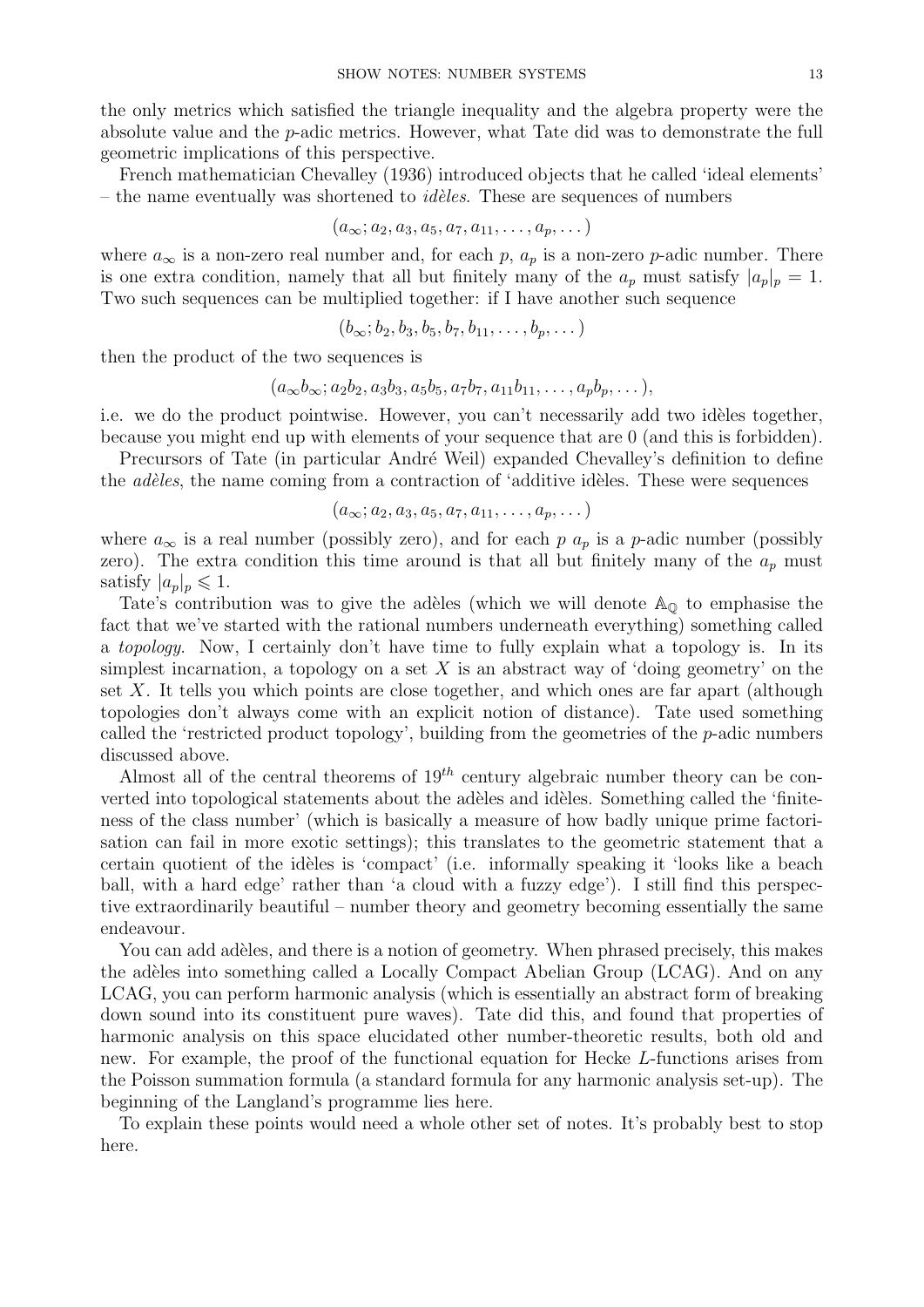the only metrics which satisfied the triangle inequality and the algebra property were the absolute value and the $p$-adic metrics. However, what Tate did was to demonstrate the full geometric implications of this perspective.

French mathematician Chevalley (1936) introduced objects that he called 'ideal elements' – the name eventually was shortened to *idèles*. These are sequences of numbers

$$(a_\infty; a_2, a_3, a_5, a_7, a_{11}, \dots, a_p, \dots)$$

where $a_\infty$ is a non-zero real number and, for each $p$, $a_p$ is a non-zero $p$-adic number. There is one extra condition, namely that all but finitely many of the $a_p$ must satisfy $|a_p|_p = 1$. Two such sequences can be multiplied together: if I have another such sequence

$$(b_\infty; b_2, b_3, b_5, b_7, b_{11}, \dots, b_p, \dots)$$

then the product of the two sequences is

$$(a_\infty b_\infty; a_2b_2, a_3b_3, a_5b_5, a_7b_7, a_{11}b_{11}, \dots, a_pb_p, \dots),$$

i.e. we do the product pointwise. However, you can't necessarily add two idèles together, because you might end up with elements of your sequence that are 0 (and this is forbidden).

Precursors of Tate (in particular André Weil) expanded Chevalley's definition to define the *adèles*, the name coming from a contraction of 'additive idèles. These were sequences

$$(a_\infty; a_2, a_3, a_5, a_7, a_{11}, \dots, a_p, \dots)$$

where $a_\infty$ is a real number (possibly zero), and for each $p$ $a_p$ is a $p$-adic number (possibly zero). The extra condition this time around is that all but finitely many of the $a_p$ must satisfy $|a_p|_p \leqslant 1$.

Tate's contribution was to give the adèles (which we will denote $\mathbb{A}_\mathbb{Q}$ to emphasise the fact that we've started with the rational numbers underneath everything) something called a *topology*. Now, I certainly don't have time to fully explain what a topology is. In its simplest incarnation, a topology on a set $X$ is an abstract way of 'doing geometry' on the set $X$. It tells you which points are close together, and which ones are far apart (although topologies don't always come with an explicit notion of distance). Tate used something called the 'restricted product topology', building from the geometries of the $p$-adic numbers discussed above.

Almost all of the central theorems of $19^{th}$ century algebraic number theory can be converted into topological statements about the adèles and idèles. Something called the 'finiteness of the class number' (which is basically a measure of how badly unique prime factorisation can fail in more exotic settings); this translates to the geometric statement that a certain quotient of the idèles is 'compact' (i.e. informally speaking it 'looks like a beach ball, with a hard edge' rather than 'a cloud with a fuzzy edge'). I still find this perspective extraordinarily beautiful – number theory and geometry becoming essentially the same endeavour.

You can add adèles, and there is a notion of geometry. When phrased precisely, this makes the adèles into something called a Locally Compact Abelian Group (LCAG). And on any LCAG, you can perform harmonic analysis (which is essentially an abstract form of breaking down sound into its constituent pure waves). Tate did this, and found that properties of harmonic analysis on this space elucidated other number-theoretic results, both old and new. For example, the proof of the functional equation for Hecke $L$-functions arises from the Poisson summation formula (a standard formula for any harmonic analysis set-up). The beginning of the Langland's programme lies here.

To explain these points would need a whole other set of notes. It's probably best to stop here.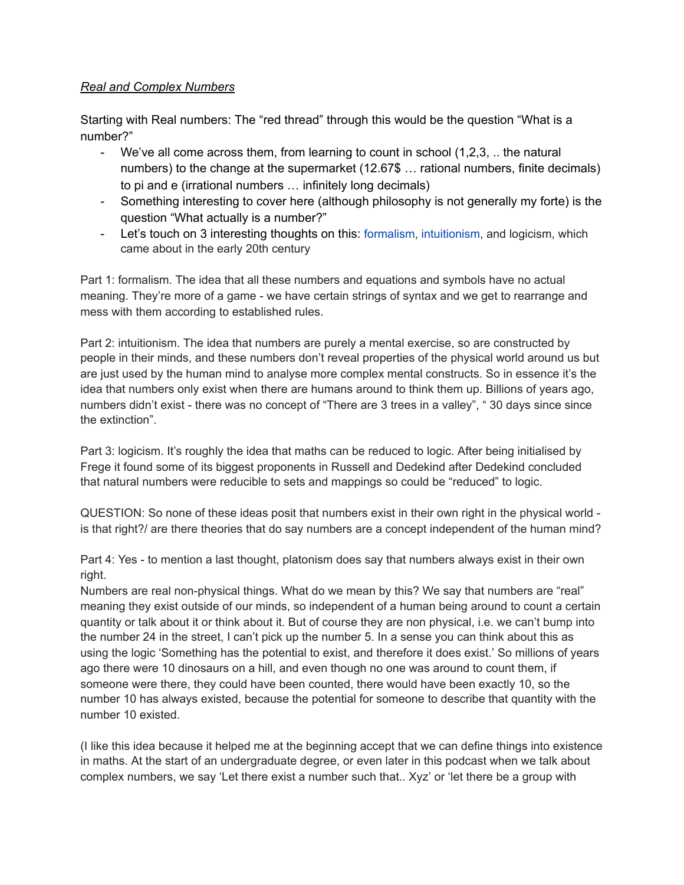***Real and Complex Numbers***

Starting with Real numbers: The "red thread" through this would be the question "What is a number?"

- We've all come across them, from learning to count in school (1,2,3, .. the natural numbers) to the change at the supermarket (12.67$ … rational numbers, finite decimals) to pi and e (irrational numbers … infinitely long decimals)
- Something interesting to cover here (although philosophy is not generally my forte) is the question "What actually is a number?"
- Let's touch on 3 interesting thoughts on this: formalism, intuitionism, and logicism, which came about in the early 20th century

Part 1: formalism. The idea that all these numbers and equations and symbols have no actual meaning. They're more of a game - we have certain strings of syntax and we get to rearrange and mess with them according to established rules.

Part 2: intuitionism. The idea that numbers are purely a mental exercise, so are constructed by people in their minds, and these numbers don't reveal properties of the physical world around us but are just used by the human mind to analyse more complex mental constructs. So in essence it's the idea that numbers only exist when there are humans around to think them up. Billions of years ago, numbers didn't exist - there was no concept of "There are 3 trees in a valley", " 30 days since since the extinction".

Part 3: logicism. It's roughly the idea that maths can be reduced to logic. After being initialised by Frege it found some of its biggest proponents in Russell and Dedekind after Dedekind concluded that natural numbers were reducible to sets and mappings so could be "reduced" to logic.

QUESTION: So none of these ideas posit that numbers exist in their own right in the physical world - is that right?/ are there theories that do say numbers are a concept independent of the human mind?

Part 4: Yes - to mention a last thought, platonism does say that numbers always exist in their own right.

Numbers are real non-physical things. What do we mean by this? We say that numbers are "real" meaning they exist outside of our minds, so independent of a human being around to count a certain quantity or talk about it or think about it. But of course they are non physical, i.e. we can't bump into the number 24 in the street, I can't pick up the number 5. In a sense you can think about this as using the logic 'Something has the potential to exist, and therefore it does exist.' So millions of years ago there were 10 dinosaurs on a hill, and even though no one was around to count them, if someone were there, they could have been counted, there would have been exactly 10, so the number 10 has always existed, because the potential for someone to describe that quantity with the number 10 existed.

(I like this idea because it helped me at the beginning accept that we can define things into existence in maths. At the start of an undergraduate degree, or even later in this podcast when we talk about complex numbers, we say 'Let there exist a number such that.. Xyz' or 'let there be a group with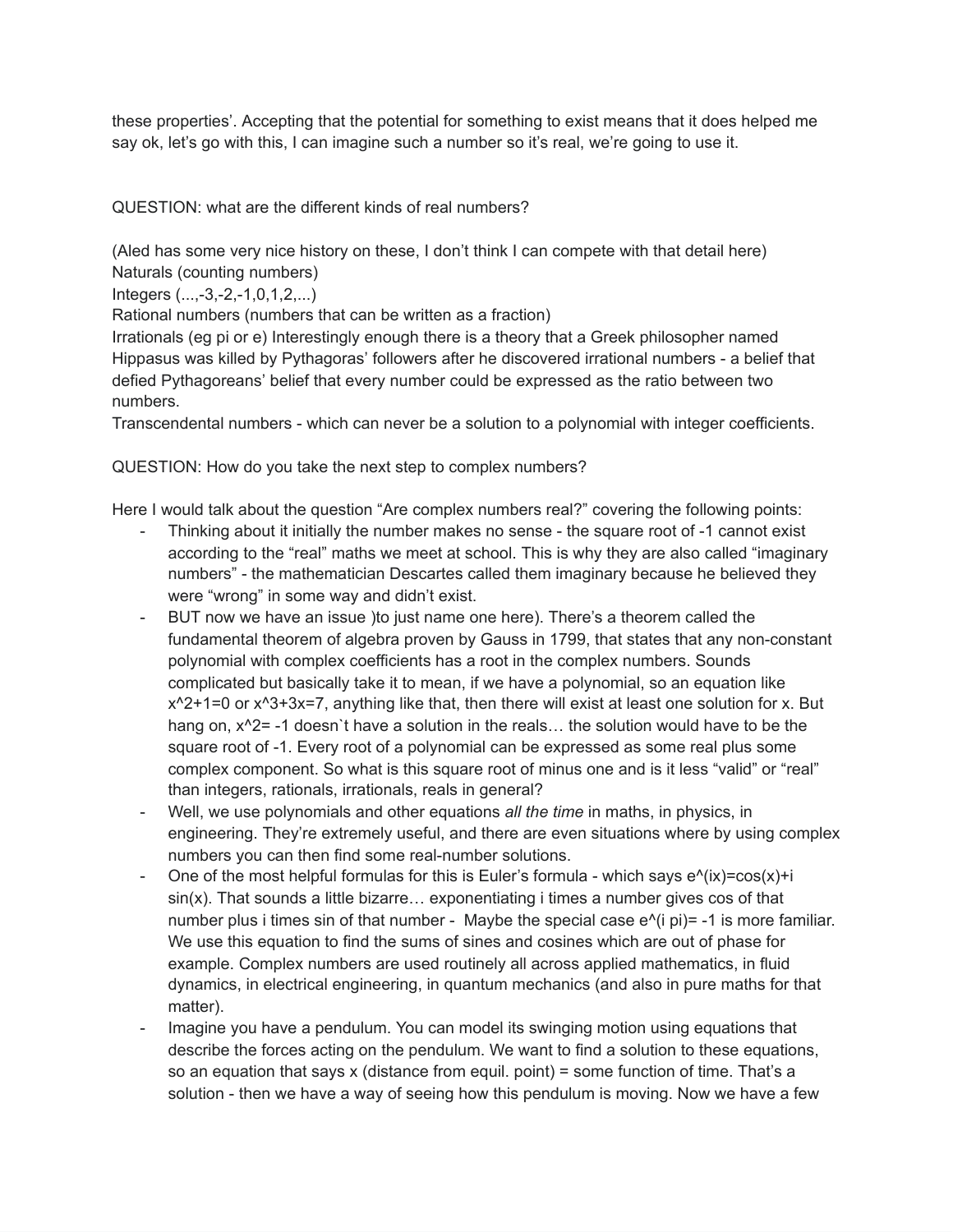these properties'. Accepting that the potential for something to exist means that it does helped me say ok, let's go with this, I can imagine such a number so it's real, we're going to use it.

QUESTION: what are the different kinds of real numbers?

(Aled has some very nice history on these, I don't think I can compete with that detail here)
Naturals (counting numbers)
Integers (...,-3,-2,-1,0,1,2,...)
Rational numbers (numbers that can be written as a fraction)
Irrationals (eg pi or e) Interestingly enough there is a theory that a Greek philosopher named Hippasus was killed by Pythagoras' followers after he discovered irrational numbers - a belief that defied Pythagoreans' belief that every number could be expressed as the ratio between two numbers.
Transcendental numbers - which can never be a solution to a polynomial with integer coefficients.

QUESTION: How do you take the next step to complex numbers?

Here I would talk about the question "Are complex numbers real?" covering the following points:

- Thinking about it initially the number makes no sense - the square root of -1 cannot exist according to the "real" maths we meet at school. This is why they are also called "imaginary numbers" - the mathematician Descartes called them imaginary because he believed they were "wrong" in some way and didn't exist.
- BUT now we have an issue )to just name one here). There's a theorem called the fundamental theorem of algebra proven by Gauss in 1799, that states that any non-constant polynomial with complex coefficients has a root in the complex numbers. Sounds complicated but basically take it to mean, if we have a polynomial, so an equation like $x^2+1=0$ or $x^3+3x=7$, anything like that, then there will exist at least one solution for x. But hang on, $x^2= -1$ doesn`t have a solution in the reals… the solution would have to be the square root of -1. Every root of a polynomial can be expressed as some real plus some complex component. So what is this square root of minus one and is it less "valid" or "real" than integers, rationals, irrationals, reals in general?
- Well, we use polynomials and other equations *all the time* in maths, in physics, in engineering. They're extremely useful, and there are even situations where by using complex numbers you can then find some real-number solutions.
- One of the most helpful formulas for this is Euler's formula - which says $e^{ix}=\cos(x)+i\sin(x)$. That sounds a little bizarre… exponentiating i times a number gives cos of that number plus i times sin of that number - Maybe the special case $e^{i\pi}= -1$ is more familiar. We use this equation to find the sums of sines and cosines which are out of phase for example. Complex numbers are used routinely all across applied mathematics, in fluid dynamics, in electrical engineering, in quantum mechanics (and also in pure maths for that matter).
- Imagine you have a pendulum. You can model its swinging motion using equations that describe the forces acting on the pendulum. We want to find a solution to these equations, so an equation that says x (distance from equil. point) = some function of time. That's a solution - then we have a way of seeing how this pendulum is moving. Now we have a few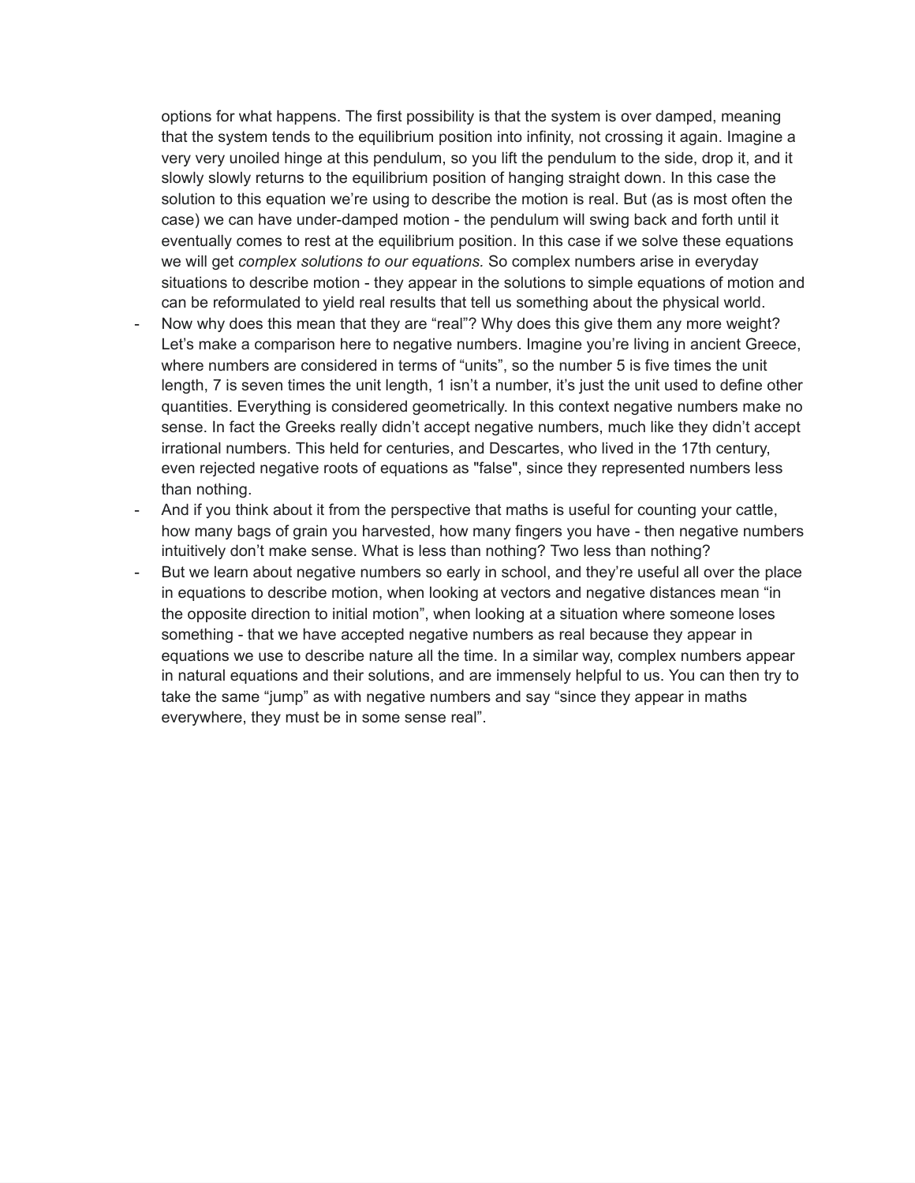options for what happens. The first possibility is that the system is over damped, meaning that the system tends to the equilibrium position into infinity, not crossing it again. Imagine a very very unoiled hinge at this pendulum, so you lift the pendulum to the side, drop it, and it slowly slowly returns to the equilibrium position of hanging straight down. In this case the solution to this equation we're using to describe the motion is real. But (as is most often the case) we can have under-damped motion - the pendulum will swing back and forth until it eventually comes to rest at the equilibrium position. In this case if we solve these equations we will get *complex solutions to our equations.* So complex numbers arise in everyday situations to describe motion - they appear in the solutions to simple equations of motion and can be reformulated to yield real results that tell us something about the physical world.

- Now why does this mean that they are "real"? Why does this give them any more weight? Let's make a comparison here to negative numbers. Imagine you're living in ancient Greece, where numbers are considered in terms of "units", so the number 5 is five times the unit length, 7 is seven times the unit length, 1 isn't a number, it's just the unit used to define other quantities. Everything is considered geometrically. In this context negative numbers make no sense. In fact the Greeks really didn't accept negative numbers, much like they didn't accept irrational numbers. This held for centuries, and Descartes, who lived in the 17th century, even rejected negative roots of equations as "false", since they represented numbers less than nothing.
- And if you think about it from the perspective that maths is useful for counting your cattle, how many bags of grain you harvested, how many fingers you have - then negative numbers intuitively don't make sense. What is less than nothing? Two less than nothing?
- But we learn about negative numbers so early in school, and they're useful all over the place in equations to describe motion, when looking at vectors and negative distances mean "in the opposite direction to initial motion", when looking at a situation where someone loses something - that we have accepted negative numbers as real because they appear in equations we use to describe nature all the time. In a similar way, complex numbers appear in natural equations and their solutions, and are immensely helpful to us. You can then try to take the same "jump" as with negative numbers and say "since they appear in maths everywhere, they must be in some sense real".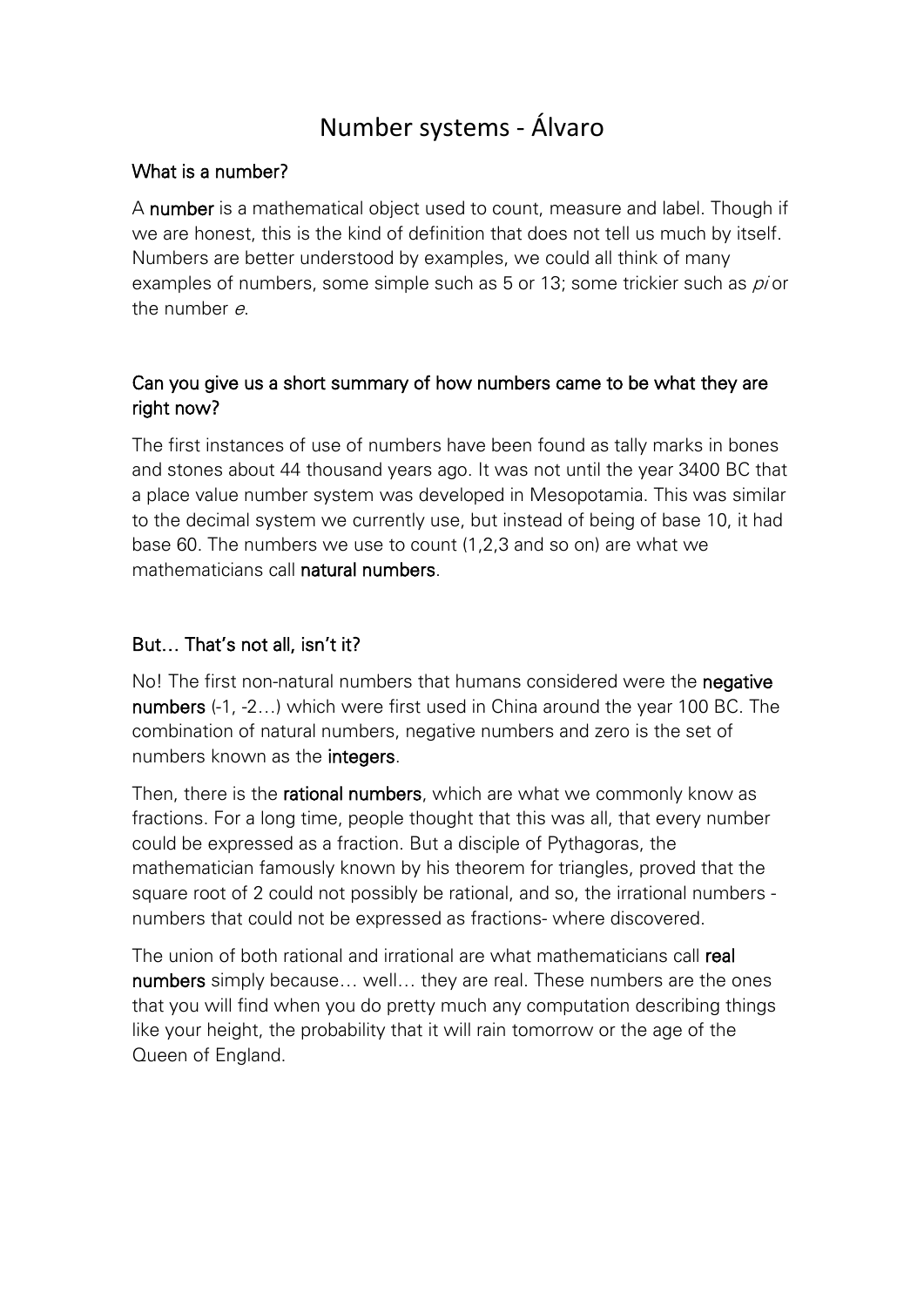# Number systems - Álvaro

## What is a number?

A **number** is a mathematical object used to count, measure and label. Though if we are honest, this is the kind of definition that does not tell us much by itself. Numbers are better understood by examples, we could all think of many examples of numbers, some simple such as 5 or 13; some trickier such as *pi* or the number *e*.

## Can you give us a short summary of how numbers came to be what they are right now?

The first instances of use of numbers have been found as tally marks in bones and stones about 44 thousand years ago. It was not until the year 3400 BC that a place value number system was developed in Mesopotamia. This was similar to the decimal system we currently use, but instead of being of base 10, it had base 60. The numbers we use to count (1,2,3 and so on) are what we mathematicians call **natural numbers**.

## But… That's not all, isn't it?

No! The first non-natural numbers that humans considered were the **negative numbers** (-1, -2…) which were first used in China around the year 100 BC. The combination of natural numbers, negative numbers and zero is the set of numbers known as the **integers**.

Then, there is the **rational numbers**, which are what we commonly know as fractions. For a long time, people thought that this was all, that every number could be expressed as a fraction. But a disciple of Pythagoras, the mathematician famously known by his theorem for triangles, proved that the square root of 2 could not possibly be rational, and so, the irrational numbers - numbers that could not be expressed as fractions- where discovered.

The union of both rational and irrational are what mathematicians call **real numbers** simply because… well… they are real. These numbers are the ones that you will find when you do pretty much any computation describing things like your height, the probability that it will rain tomorrow or the age of the Queen of England.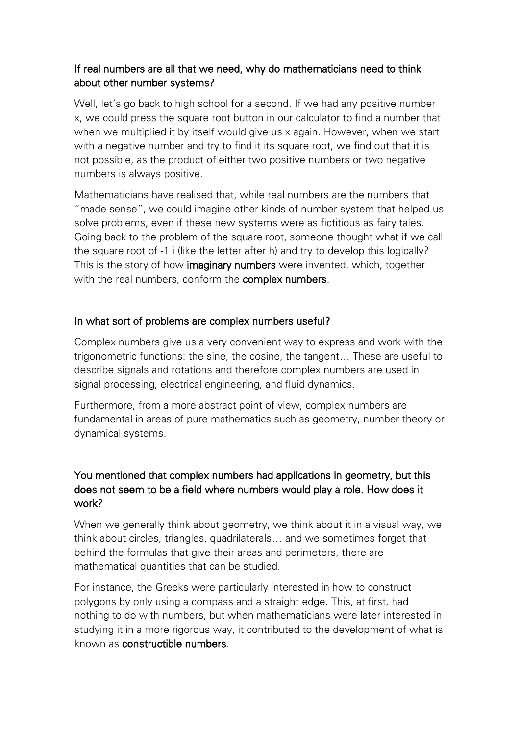### If real numbers are all that we need, why do mathematicians need to think about other number systems?

Well, let's go back to high school for a second. If we had any positive number x, we could press the square root button in our calculator to find a number that when we multiplied it by itself would give us x again. However, when we start with a negative number and try to find it its square root, we find out that it is not possible, as the product of either two positive numbers or two negative numbers is always positive.

Mathematicians have realised that, while real numbers are the numbers that "made sense", we could imagine other kinds of number system that helped us solve problems, even if these new systems were as fictitious as fairy tales. Going back to the problem of the square root, someone thought what if we call the square root of -1 i (like the letter after h) and try to develop this logically? This is the story of how **imaginary numbers** were invented, which, together with the real numbers, conform the **complex numbers**.

### In what sort of problems are complex numbers useful?

Complex numbers give us a very convenient way to express and work with the trigonometric functions: the sine, the cosine, the tangent… These are useful to describe signals and rotations and therefore complex numbers are used in signal processing, electrical engineering, and fluid dynamics.

Furthermore, from a more abstract point of view, complex numbers are fundamental in areas of pure mathematics such as geometry, number theory or dynamical systems.

### You mentioned that complex numbers had applications in geometry, but this does not seem to be a field where numbers would play a role. How does it work?

When we generally think about geometry, we think about it in a visual way, we think about circles, triangles, quadrilaterals… and we sometimes forget that behind the formulas that give their areas and perimeters, there are mathematical quantities that can be studied.

For instance, the Greeks were particularly interested in how to construct polygons by only using a compass and a straight edge. This, at first, had nothing to do with numbers, but when mathematicians were later interested in studying it in a more rigorous way, it contributed to the development of what is known as **constructible numbers**.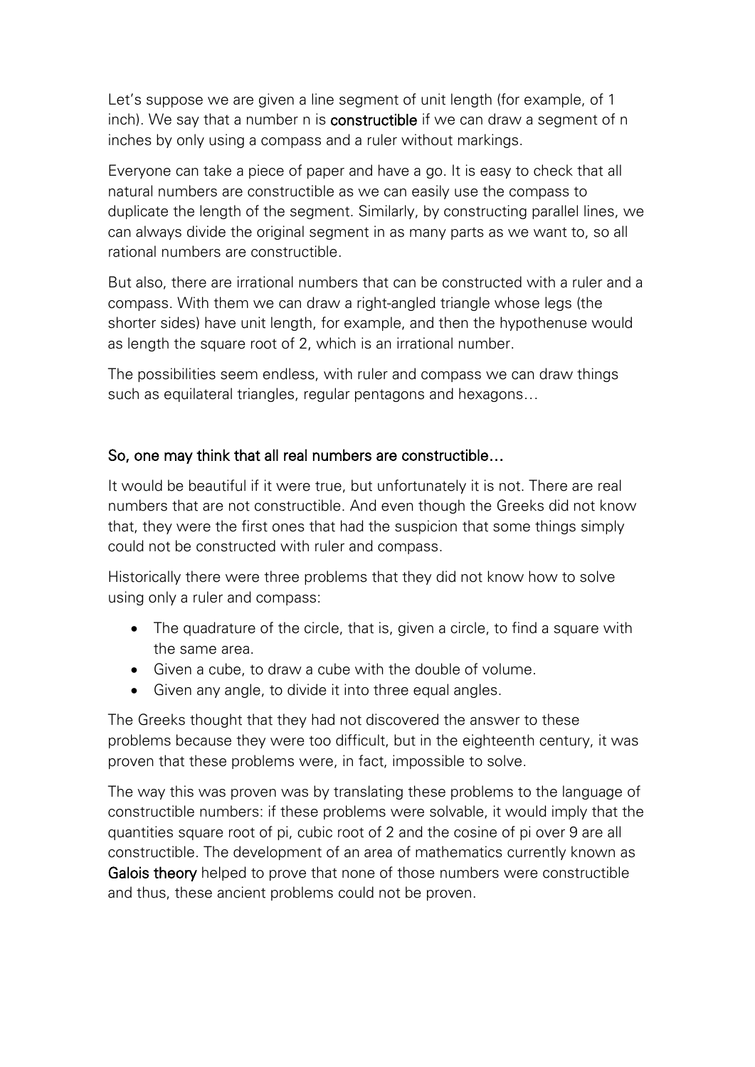Let's suppose we are given a line segment of unit length (for example, of 1 inch). We say that a number n is **constructible** if we can draw a segment of n inches by only using a compass and a ruler without markings.

Everyone can take a piece of paper and have a go. It is easy to check that all natural numbers are constructible as we can easily use the compass to duplicate the length of the segment. Similarly, by constructing parallel lines, we can always divide the original segment in as many parts as we want to, so all rational numbers are constructible.

But also, there are irrational numbers that can be constructed with a ruler and a compass. With them we can draw a right-angled triangle whose legs (the shorter sides) have unit length, for example, and then the hypothenuse would as length the square root of 2, which is an irrational number.

The possibilities seem endless, with ruler and compass we can draw things such as equilateral triangles, regular pentagons and hexagons…

## So, one may think that all real numbers are constructible…

It would be beautiful if it were true, but unfortunately it is not. There are real numbers that are not constructible. And even though the Greeks did not know that, they were the first ones that had the suspicion that some things simply could not be constructed with ruler and compass.

Historically there were three problems that they did not know how to solve using only a ruler and compass:

- The quadrature of the circle, that is, given a circle, to find a square with the same area.
- Given a cube, to draw a cube with the double of volume.
- Given any angle, to divide it into three equal angles.

The Greeks thought that they had not discovered the answer to these problems because they were too difficult, but in the eighteenth century, it was proven that these problems were, in fact, impossible to solve.

The way this was proven was by translating these problems to the language of constructible numbers: if these problems were solvable, it would imply that the quantities square root of pi, cubic root of 2 and the cosine of pi over 9 are all constructible. The development of an area of mathematics currently known as **Galois theory** helped to prove that none of those numbers were constructible and thus, these ancient problems could not be proven.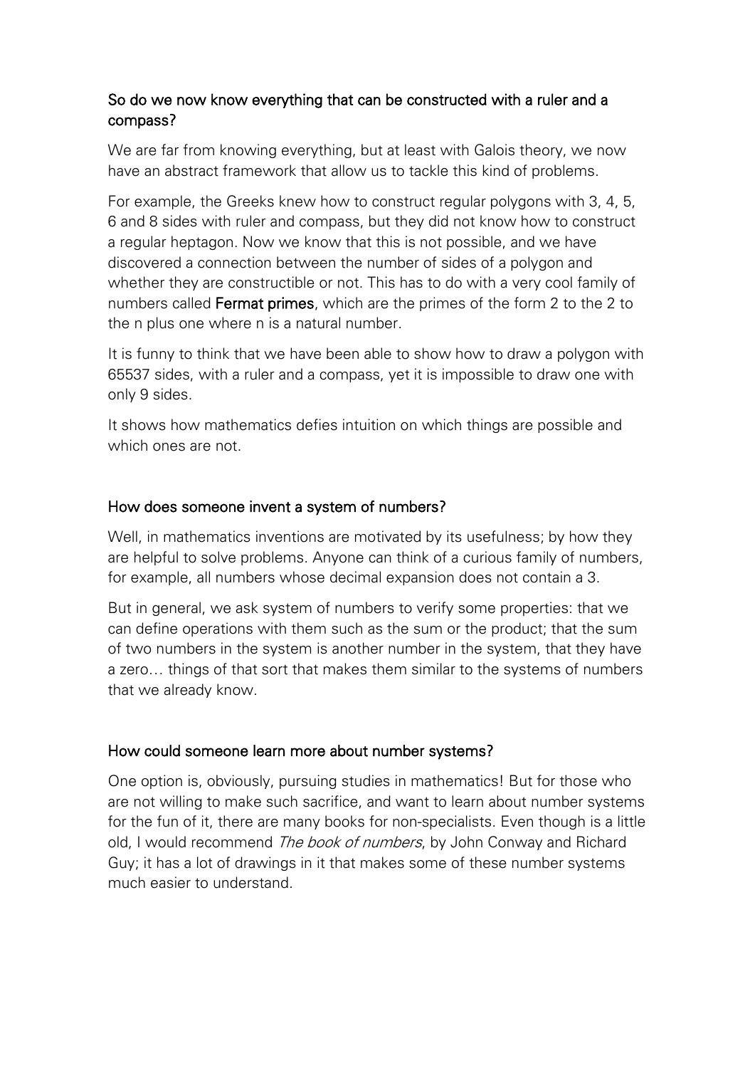### So do we now know everything that can be constructed with a ruler and a compass?

We are far from knowing everything, but at least with Galois theory, we now have an abstract framework that allow us to tackle this kind of problems.

For example, the Greeks knew how to construct regular polygons with 3, 4, 5, 6 and 8 sides with ruler and compass, but they did not know how to construct a regular heptagon. Now we know that this is not possible, and we have discovered a connection between the number of sides of a polygon and whether they are constructible or not. This has to do with a very cool family of numbers called **Fermat primes**, which are the primes of the form 2 to the 2 to the n plus one where n is a natural number.

It is funny to think that we have been able to show how to draw a polygon with 65537 sides, with a ruler and a compass, yet it is impossible to draw one with only 9 sides.

It shows how mathematics defies intuition on which things are possible and which ones are not.

### How does someone invent a system of numbers?

Well, in mathematics inventions are motivated by its usefulness; by how they are helpful to solve problems. Anyone can think of a curious family of numbers, for example, all numbers whose decimal expansion does not contain a 3.

But in general, we ask system of numbers to verify some properties: that we can define operations with them such as the sum or the product; that the sum of two numbers in the system is another number in the system, that they have a zero… things of that sort that makes them similar to the systems of numbers that we already know.

### How could someone learn more about number systems?

One option is, obviously, pursuing studies in mathematics! But for those who are not willing to make such sacrifice, and want to learn about number systems for the fun of it, there are many books for non-specialists. Even though is a little old, I would recommend *The book of numbers*, by John Conway and Richard Guy; it has a lot of drawings in it that makes some of these number systems much easier to understand.